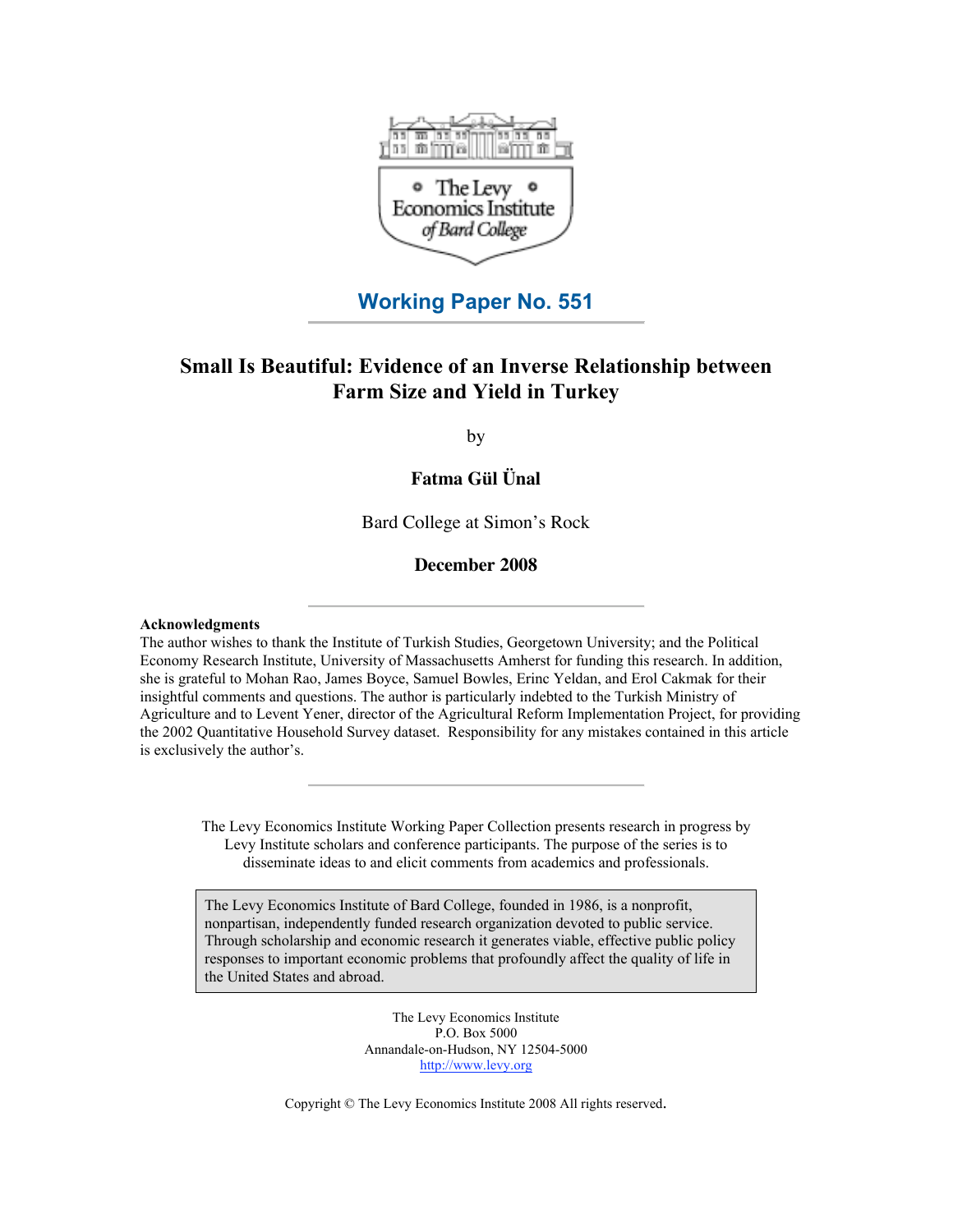The Levy Economics Institute of Bard College

**Working Paper No. 551**

# Small Is Beautiful: Evidence of an Inverse Relationship between Farm Size and Yield in Turkey

by

**Fatma Gül Ünal**

Bard College at Simon's Rock

**December 2008**

**Acknowledgments**

The author wishes to thank the Institute of Turkish Studies, Georgetown University; and the Political Economy Research Institute, University of Massachusetts Amherst for funding this research. In addition, she is grateful to Mohan Rao, James Boyce, Samuel Bowles, Erinc Yeldan, and Erol Cakmak for their insightful comments and questions. The author is particularly indebted to the Turkish Ministry of Agriculture and to Levent Yener, director of the Agricultural Reform Implementation Project, for providing the 2002 Quantitative Household Survey dataset. Responsibility for any mistakes contained in this article is exclusively the author's.

The Levy Economics Institute Working Paper Collection presents research in progress by Levy Institute scholars and conference participants. The purpose of the series is to disseminate ideas to and elicit comments from academics and professionals.

The Levy Economics Institute of Bard College, founded in 1986, is a nonprofit, nonpartisan, independently funded research organization devoted to public service. Through scholarship and economic research it generates viable, effective public policy responses to important economic problems that profoundly affect the quality of life in the United States and abroad.

The Levy Economics Institute
P.O. Box 5000
Annandale-on-Hudson, NY 12504-5000
http://www.levy.org

Copyright © The Levy Economics Institute 2008 All rights reserved.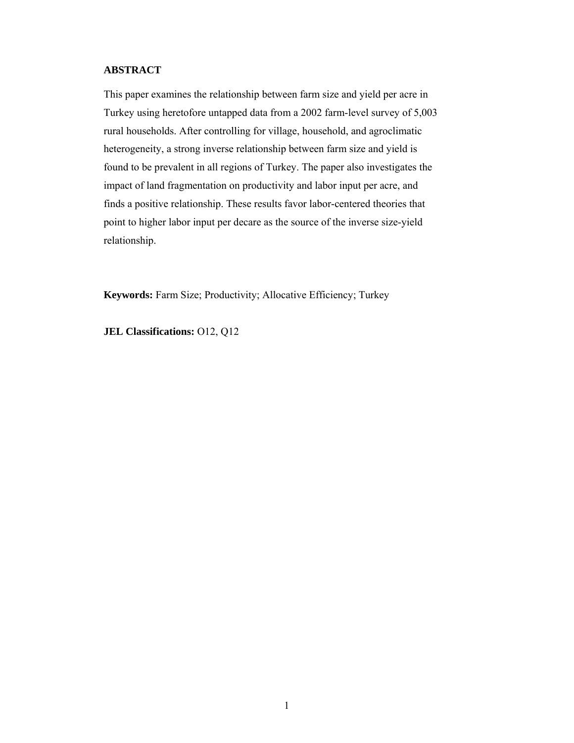## ABSTRACT

This paper examines the relationship between farm size and yield per acre in Turkey using heretofore untapped data from a 2002 farm-level survey of 5,003 rural households. After controlling for village, household, and agroclimatic heterogeneity, a strong inverse relationship between farm size and yield is found to be prevalent in all regions of Turkey. The paper also investigates the impact of land fragmentation on productivity and labor input per acre, and finds a positive relationship. These results favor labor-centered theories that point to higher labor input per decare as the source of the inverse size-yield relationship.

**Keywords:** Farm Size; Productivity; Allocative Efficiency; Turkey

**JEL Classifications:** O12, Q12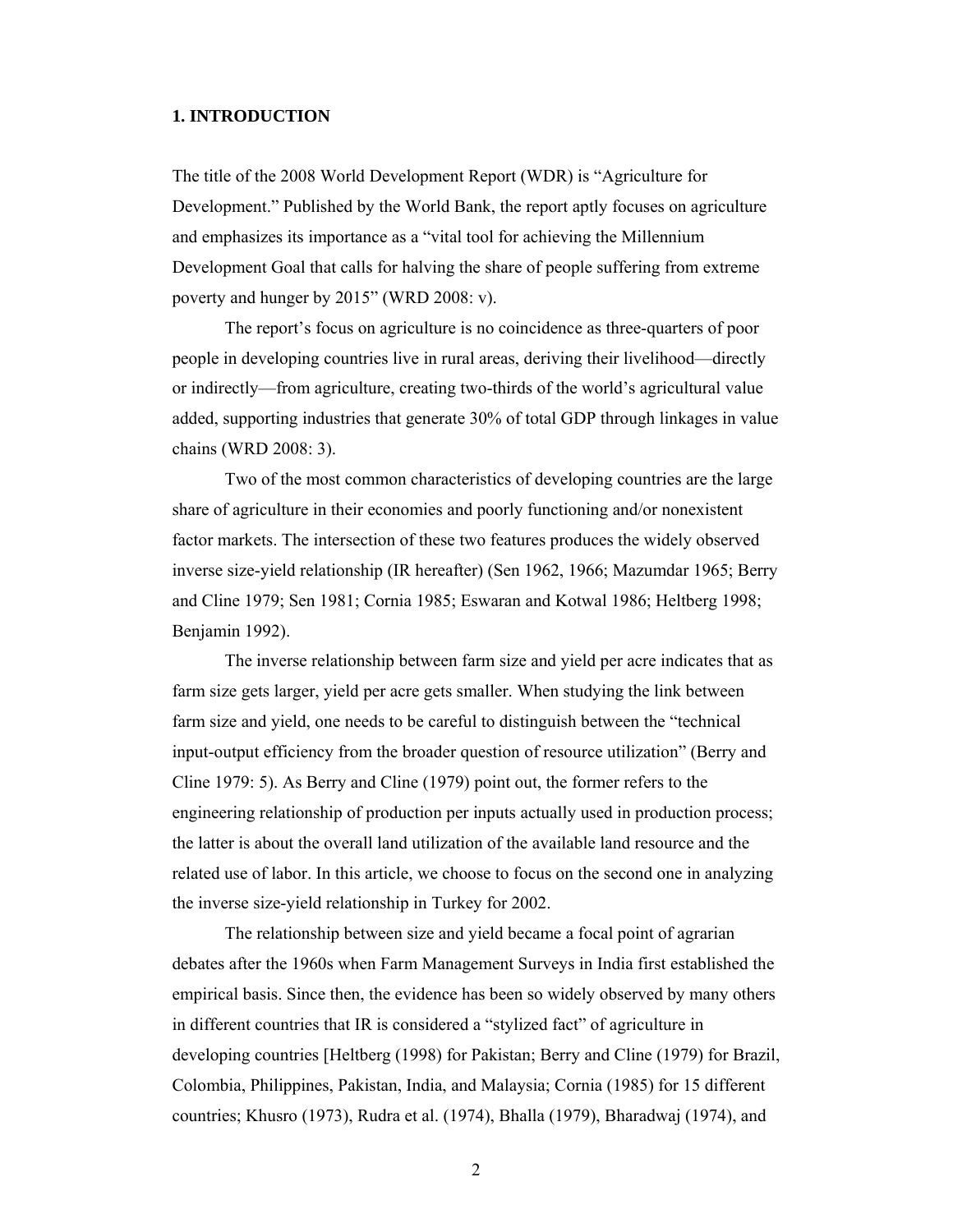## 1. INTRODUCTION

The title of the 2008 World Development Report (WDR) is "Agriculture for Development." Published by the World Bank, the report aptly focuses on agriculture and emphasizes its importance as a "vital tool for achieving the Millennium Development Goal that calls for halving the share of people suffering from extreme poverty and hunger by 2015" (WRD 2008: v).

The report's focus on agriculture is no coincidence as three-quarters of poor people in developing countries live in rural areas, deriving their livelihood—directly or indirectly—from agriculture, creating two-thirds of the world's agricultural value added, supporting industries that generate 30% of total GDP through linkages in value chains (WRD 2008: 3).

Two of the most common characteristics of developing countries are the large share of agriculture in their economies and poorly functioning and/or nonexistent factor markets. The intersection of these two features produces the widely observed inverse size-yield relationship (IR hereafter) (Sen 1962, 1966; Mazumdar 1965; Berry and Cline 1979; Sen 1981; Cornia 1985; Eswaran and Kotwal 1986; Heltberg 1998; Benjamin 1992).

The inverse relationship between farm size and yield per acre indicates that as farm size gets larger, yield per acre gets smaller. When studying the link between farm size and yield, one needs to be careful to distinguish between the "technical input-output efficiency from the broader question of resource utilization" (Berry and Cline 1979: 5). As Berry and Cline (1979) point out, the former refers to the engineering relationship of production per inputs actually used in production process; the latter is about the overall land utilization of the available land resource and the related use of labor. In this article, we choose to focus on the second one in analyzing the inverse size-yield relationship in Turkey for 2002.

The relationship between size and yield became a focal point of agrarian debates after the 1960s when Farm Management Surveys in India first established the empirical basis. Since then, the evidence has been so widely observed by many others in different countries that IR is considered a "stylized fact" of agriculture in developing countries [Heltberg (1998) for Pakistan; Berry and Cline (1979) for Brazil, Colombia, Philippines, Pakistan, India, and Malaysia; Cornia (1985) for 15 different countries; Khusro (1973), Rudra et al. (1974), Bhalla (1979), Bharadwaj (1974), and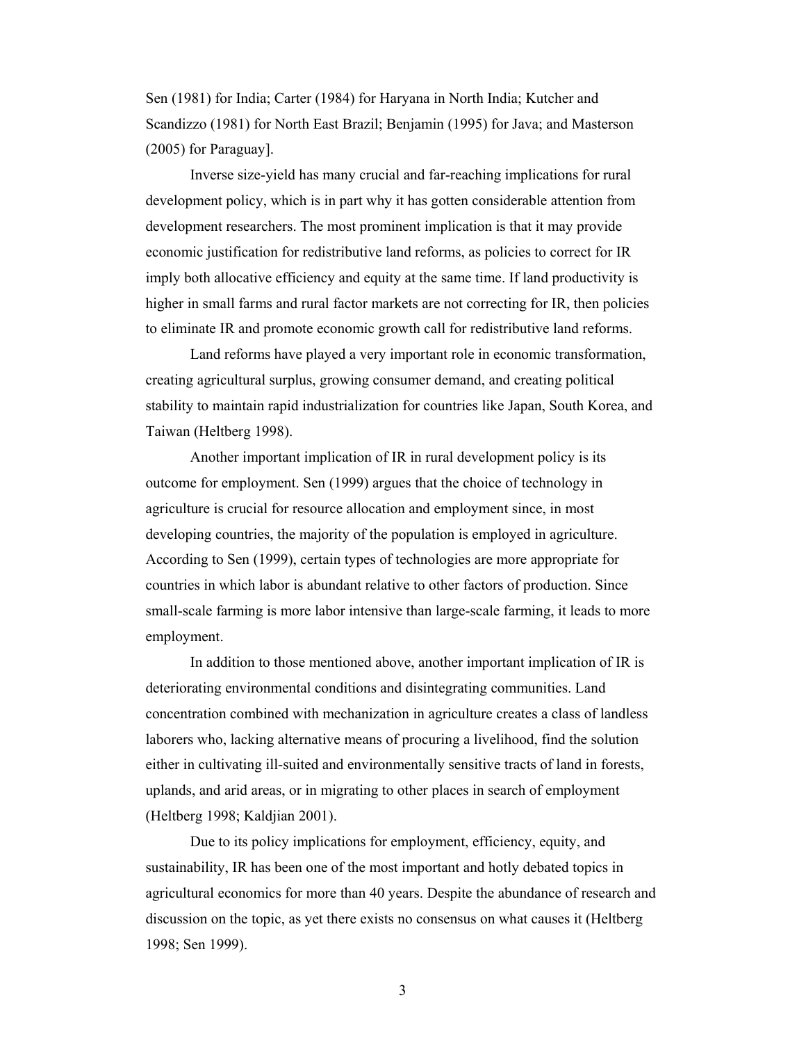Sen (1981) for India; Carter (1984) for Haryana in North India; Kutcher and Scandizzo (1981) for North East Brazil; Benjamin (1995) for Java; and Masterson (2005) for Paraguay].

Inverse size-yield has many crucial and far-reaching implications for rural development policy, which is in part why it has gotten considerable attention from development researchers. The most prominent implication is that it may provide economic justification for redistributive land reforms, as policies to correct for IR imply both allocative efficiency and equity at the same time. If land productivity is higher in small farms and rural factor markets are not correcting for IR, then policies to eliminate IR and promote economic growth call for redistributive land reforms.

Land reforms have played a very important role in economic transformation, creating agricultural surplus, growing consumer demand, and creating political stability to maintain rapid industrialization for countries like Japan, South Korea, and Taiwan (Heltberg 1998).

Another important implication of IR in rural development policy is its outcome for employment. Sen (1999) argues that the choice of technology in agriculture is crucial for resource allocation and employment since, in most developing countries, the majority of the population is employed in agriculture. According to Sen (1999), certain types of technologies are more appropriate for countries in which labor is abundant relative to other factors of production. Since small-scale farming is more labor intensive than large-scale farming, it leads to more employment.

In addition to those mentioned above, another important implication of IR is deteriorating environmental conditions and disintegrating communities. Land concentration combined with mechanization in agriculture creates a class of landless laborers who, lacking alternative means of procuring a livelihood, find the solution either in cultivating ill-suited and environmentally sensitive tracts of land in forests, uplands, and arid areas, or in migrating to other places in search of employment (Heltberg 1998; Kaldjian 2001).

Due to its policy implications for employment, efficiency, equity, and sustainability, IR has been one of the most important and hotly debated topics in agricultural economics for more than 40 years. Despite the abundance of research and discussion on the topic, as yet there exists no consensus on what causes it (Heltberg 1998; Sen 1999).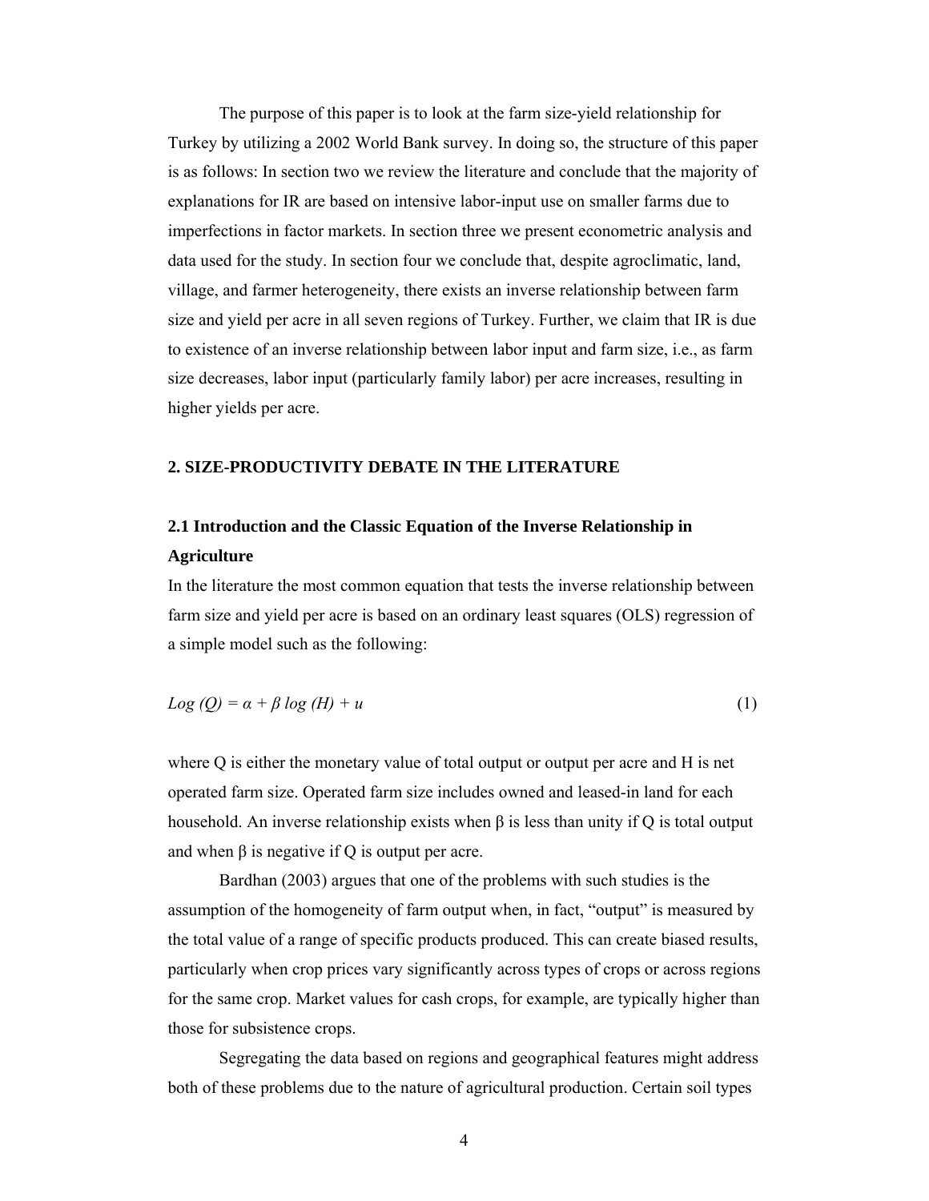The purpose of this paper is to look at the farm size-yield relationship for Turkey by utilizing a 2002 World Bank survey. In doing so, the structure of this paper is as follows: In section two we review the literature and conclude that the majority of explanations for IR are based on intensive labor-input use on smaller farms due to imperfections in factor markets. In section three we present econometric analysis and data used for the study. In section four we conclude that, despite agroclimatic, land, village, and farmer heterogeneity, there exists an inverse relationship between farm size and yield per acre in all seven regions of Turkey. Further, we claim that IR is due to existence of an inverse relationship between labor input and farm size, i.e., as farm size decreases, labor input (particularly family labor) per acre increases, resulting in higher yields per acre.

## 2. SIZE-PRODUCTIVITY DEBATE IN THE LITERATURE

### 2.1 Introduction and the Classic Equation of the Inverse Relationship in Agriculture

In the literature the most common equation that tests the inverse relationship between farm size and yield per acre is based on an ordinary least squares (OLS) regression of a simple model such as the following:

$$Log\ (Q) = \alpha + \beta\ log\ (H) + u \tag{1}$$

where Q is either the monetary value of total output or output per acre and H is net operated farm size. Operated farm size includes owned and leased-in land for each household. An inverse relationship exists when $\beta$ is less than unity if Q is total output and when $\beta$ is negative if Q is output per acre.

Bardhan (2003) argues that one of the problems with such studies is the assumption of the homogeneity of farm output when, in fact, "output" is measured by the total value of a range of specific products produced. This can create biased results, particularly when crop prices vary significantly across types of crops or across regions for the same crop. Market values for cash crops, for example, are typically higher than those for subsistence crops.

Segregating the data based on regions and geographical features might address both of these problems due to the nature of agricultural production. Certain soil types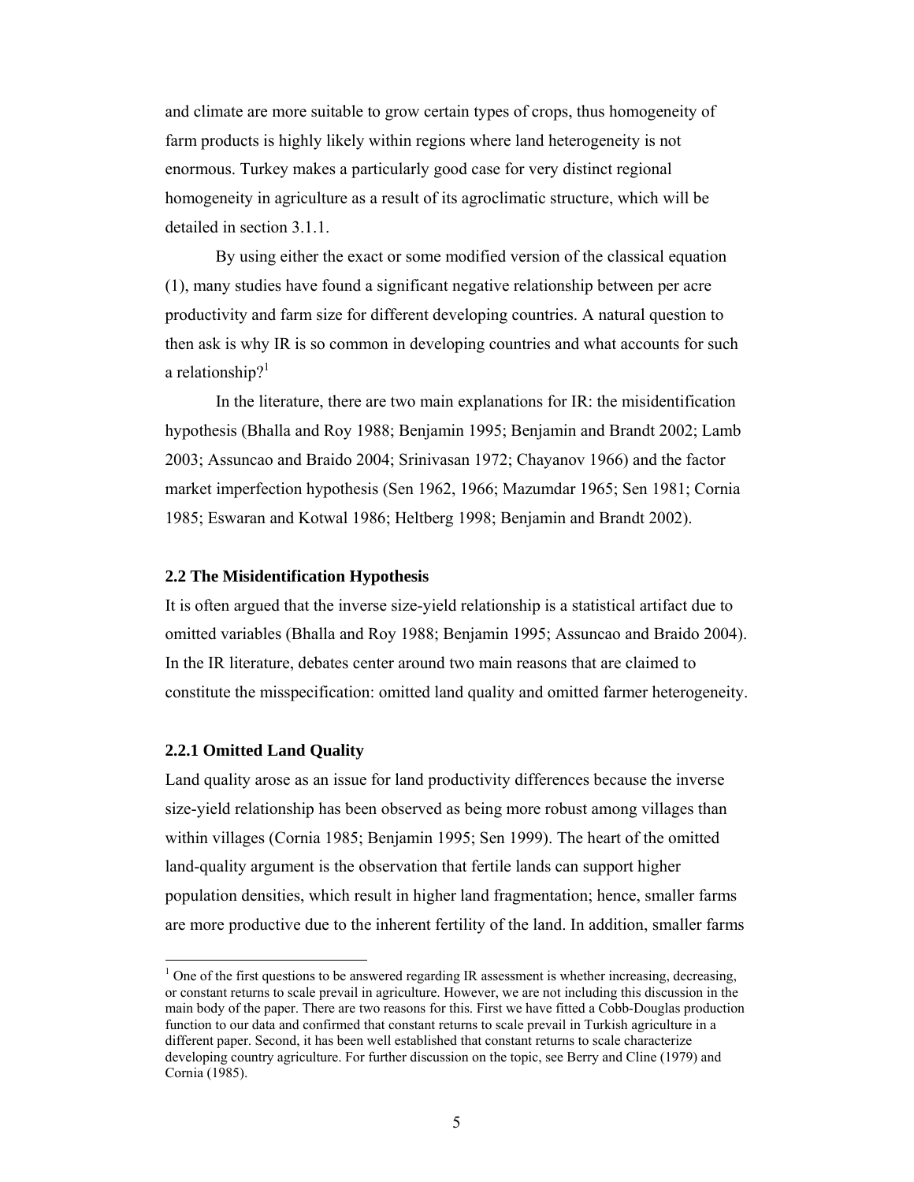and climate are more suitable to grow certain types of crops, thus homogeneity of farm products is highly likely within regions where land heterogeneity is not enormous. Turkey makes a particularly good case for very distinct regional homogeneity in agriculture as a result of its agroclimatic structure, which will be detailed in section 3.1.1.

By using either the exact or some modified version of the classical equation (1), many studies have found a significant negative relationship between per acre productivity and farm size for different developing countries. A natural question to then ask is why IR is so common in developing countries and what accounts for such a relationship?[1]

In the literature, there are two main explanations for IR: the misidentification hypothesis (Bhalla and Roy 1988; Benjamin 1995; Benjamin and Brandt 2002; Lamb 2003; Assuncao and Braido 2004; Srinivasan 1972; Chayanov 1966) and the factor market imperfection hypothesis (Sen 1962, 1966; Mazumdar 1965; Sen 1981; Cornia 1985; Eswaran and Kotwal 1986; Heltberg 1998; Benjamin and Brandt 2002).

### 2.2 The Misidentification Hypothesis

It is often argued that the inverse size-yield relationship is a statistical artifact due to omitted variables (Bhalla and Roy 1988; Benjamin 1995; Assuncao and Braido 2004). In the IR literature, debates center around two main reasons that are claimed to constitute the misspecification: omitted land quality and omitted farmer heterogeneity.

#### 2.2.1 Omitted Land Quality

Land quality arose as an issue for land productivity differences because the inverse size-yield relationship has been observed as being more robust among villages than within villages (Cornia 1985; Benjamin 1995; Sen 1999). The heart of the omitted land-quality argument is the observation that fertile lands can support higher population densities, which result in higher land fragmentation; hence, smaller farms are more productive due to the inherent fertility of the land. In addition, smaller farms

---

[1] One of the first questions to be answered regarding IR assessment is whether increasing, decreasing, or constant returns to scale prevail in agriculture. However, we are not including this discussion in the main body of the paper. There are two reasons for this. First we have fitted a Cobb-Douglas production function to our data and confirmed that constant returns to scale prevail in Turkish agriculture in a different paper. Second, it has been well established that constant returns to scale characterize developing country agriculture. For further discussion on the topic, see Berry and Cline (1979) and Cornia (1985).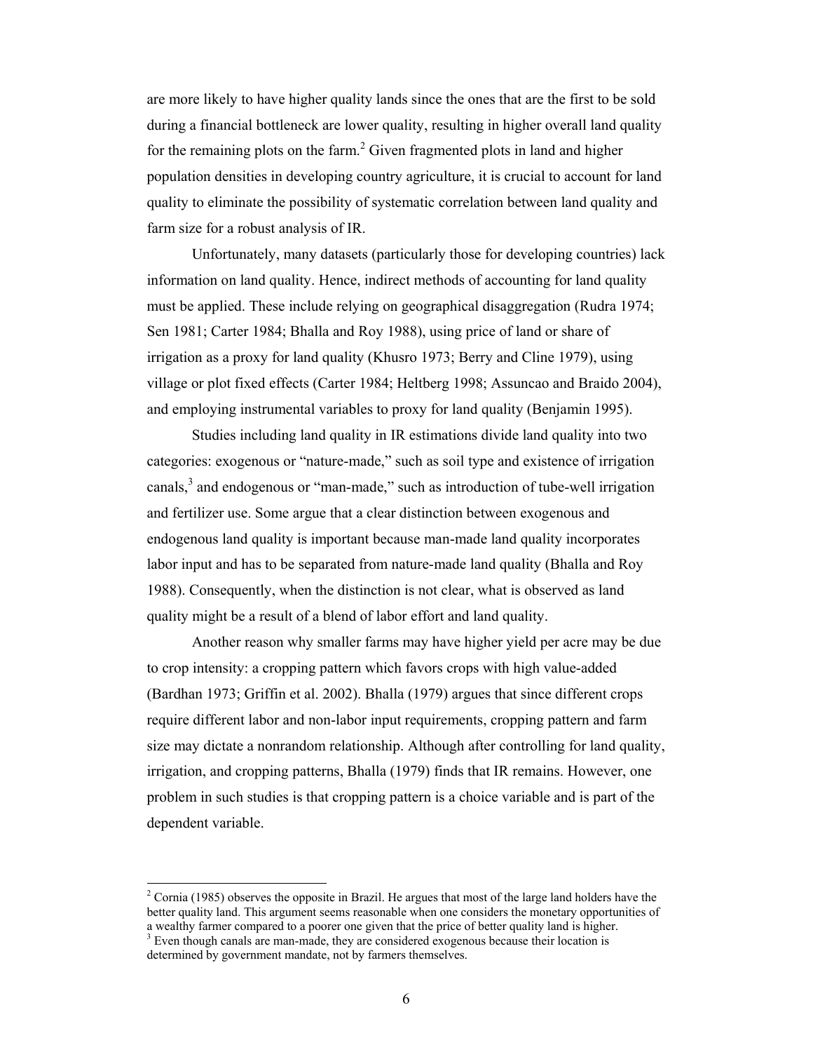are more likely to have higher quality lands since the ones that are the first to be sold during a financial bottleneck are lower quality, resulting in higher overall land quality for the remaining plots on the farm.[2] Given fragmented plots in land and higher population densities in developing country agriculture, it is crucial to account for land quality to eliminate the possibility of systematic correlation between land quality and farm size for a robust analysis of IR.

Unfortunately, many datasets (particularly those for developing countries) lack information on land quality. Hence, indirect methods of accounting for land quality must be applied. These include relying on geographical disaggregation (Rudra 1974; Sen 1981; Carter 1984; Bhalla and Roy 1988), using price of land or share of irrigation as a proxy for land quality (Khusro 1973; Berry and Cline 1979), using village or plot fixed effects (Carter 1984; Heltberg 1998; Assuncao and Braido 2004), and employing instrumental variables to proxy for land quality (Benjamin 1995).

Studies including land quality in IR estimations divide land quality into two categories: exogenous or "nature-made," such as soil type and existence of irrigation canals,[3] and endogenous or "man-made," such as introduction of tube-well irrigation and fertilizer use. Some argue that a clear distinction between exogenous and endogenous land quality is important because man-made land quality incorporates labor input and has to be separated from nature-made land quality (Bhalla and Roy 1988). Consequently, when the distinction is not clear, what is observed as land quality might be a result of a blend of labor effort and land quality.

Another reason why smaller farms may have higher yield per acre may be due to crop intensity: a cropping pattern which favors crops with high value-added (Bardhan 1973; Griffin et al. 2002). Bhalla (1979) argues that since different crops require different labor and non-labor input requirements, cropping pattern and farm size may dictate a nonrandom relationship. Although after controlling for land quality, irrigation, and cropping patterns, Bhalla (1979) finds that IR remains. However, one problem in such studies is that cropping pattern is a choice variable and is part of the dependent variable.

---

[2] Cornia (1985) observes the opposite in Brazil. He argues that most of the large land holders have the better quality land. This argument seems reasonable when one considers the monetary opportunities of a wealthy farmer compared to a poorer one given that the price of better quality land is higher.

[3] Even though canals are man-made, they are considered exogenous because their location is determined by government mandate, not by farmers themselves.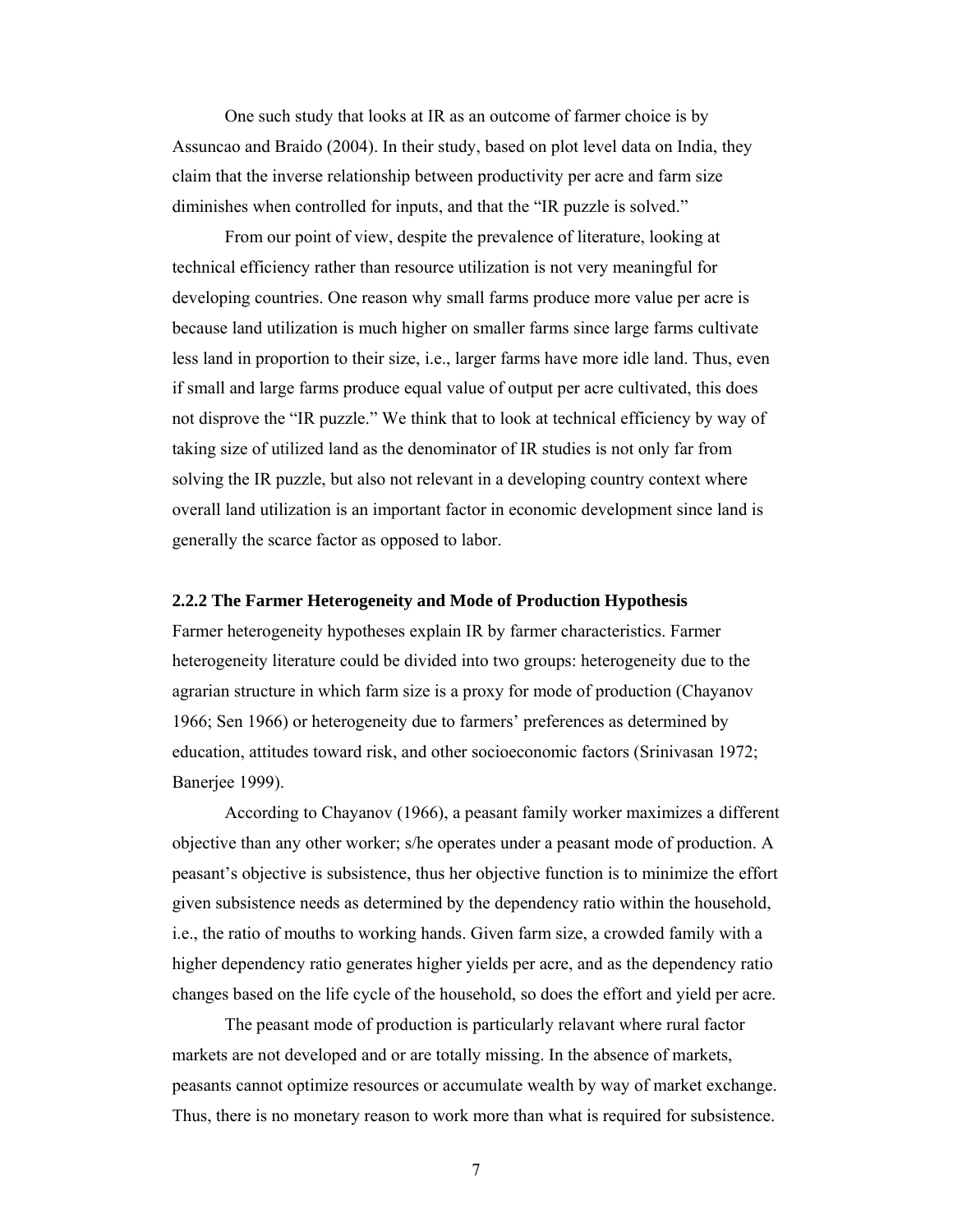One such study that looks at IR as an outcome of farmer choice is by Assuncao and Braido (2004). In their study, based on plot level data on India, they claim that the inverse relationship between productivity per acre and farm size diminishes when controlled for inputs, and that the "IR puzzle is solved."

From our point of view, despite the prevalence of literature, looking at technical efficiency rather than resource utilization is not very meaningful for developing countries. One reason why small farms produce more value per acre is because land utilization is much higher on smaller farms since large farms cultivate less land in proportion to their size, i.e., larger farms have more idle land. Thus, even if small and large farms produce equal value of output per acre cultivated, this does not disprove the "IR puzzle." We think that to look at technical efficiency by way of taking size of utilized land as the denominator of IR studies is not only far from solving the IR puzzle, but also not relevant in a developing country context where overall land utilization is an important factor in economic development since land is generally the scarce factor as opposed to labor.

### 2.2.2 The Farmer Heterogeneity and Mode of Production Hypothesis

Farmer heterogeneity hypotheses explain IR by farmer characteristics. Farmer heterogeneity literature could be divided into two groups: heterogeneity due to the agrarian structure in which farm size is a proxy for mode of production (Chayanov 1966; Sen 1966) or heterogeneity due to farmers' preferences as determined by education, attitudes toward risk, and other socioeconomic factors (Srinivasan 1972; Banerjee 1999).

According to Chayanov (1966), a peasant family worker maximizes a different objective than any other worker; s/he operates under a peasant mode of production. A peasant's objective is subsistence, thus her objective function is to minimize the effort given subsistence needs as determined by the dependency ratio within the household, i.e., the ratio of mouths to working hands. Given farm size, a crowded family with a higher dependency ratio generates higher yields per acre, and as the dependency ratio changes based on the life cycle of the household, so does the effort and yield per acre.

The peasant mode of production is particularly relavant where rural factor markets are not developed and or are totally missing. In the absence of markets, peasants cannot optimize resources or accumulate wealth by way of market exchange. Thus, there is no monetary reason to work more than what is required for subsistence.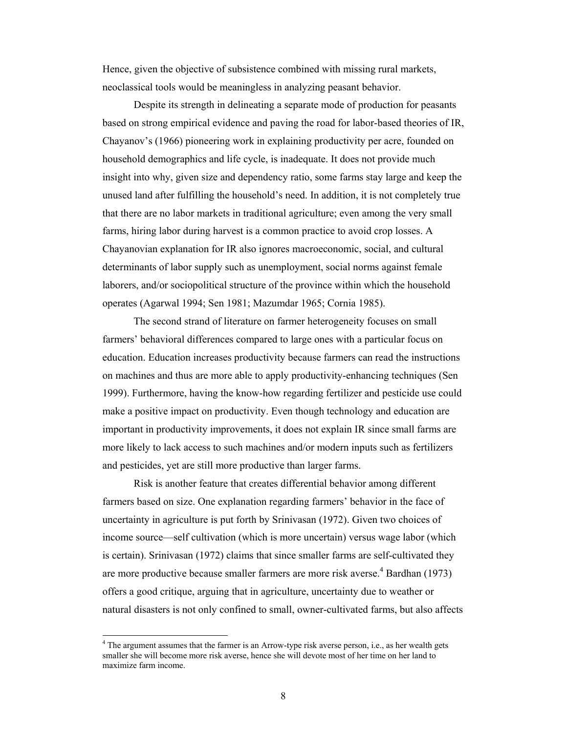Hence, given the objective of subsistence combined with missing rural markets, neoclassical tools would be meaningless in analyzing peasant behavior.

Despite its strength in delineating a separate mode of production for peasants based on strong empirical evidence and paving the road for labor-based theories of IR, Chayanov's (1966) pioneering work in explaining productivity per acre, founded on household demographics and life cycle, is inadequate. It does not provide much insight into why, given size and dependency ratio, some farms stay large and keep the unused land after fulfilling the household's need. In addition, it is not completely true that there are no labor markets in traditional agriculture; even among the very small farms, hiring labor during harvest is a common practice to avoid crop losses. A Chayanovian explanation for IR also ignores macroeconomic, social, and cultural determinants of labor supply such as unemployment, social norms against female laborers, and/or sociopolitical structure of the province within which the household operates (Agarwal 1994; Sen 1981; Mazumdar 1965; Cornia 1985).

The second strand of literature on farmer heterogeneity focuses on small farmers' behavioral differences compared to large ones with a particular focus on education. Education increases productivity because farmers can read the instructions on machines and thus are more able to apply productivity-enhancing techniques (Sen 1999). Furthermore, having the know-how regarding fertilizer and pesticide use could make a positive impact on productivity. Even though technology and education are important in productivity improvements, it does not explain IR since small farms are more likely to lack access to such machines and/or modern inputs such as fertilizers and pesticides, yet are still more productive than larger farms.

Risk is another feature that creates differential behavior among different farmers based on size. One explanation regarding farmers' behavior in the face of uncertainty in agriculture is put forth by Srinivasan (1972). Given two choices of income source—self cultivation (which is more uncertain) versus wage labor (which is certain). Srinivasan (1972) claims that since smaller farms are self-cultivated they are more productive because smaller farmers are more risk averse.[4] Bardhan (1973) offers a good critique, arguing that in agriculture, uncertainty due to weather or natural disasters is not only confined to small, owner-cultivated farms, but also affects

[4] The argument assumes that the farmer is an Arrow-type risk averse person, i.e., as her wealth gets smaller she will become more risk averse, hence she will devote most of her time on her land to maximize farm income.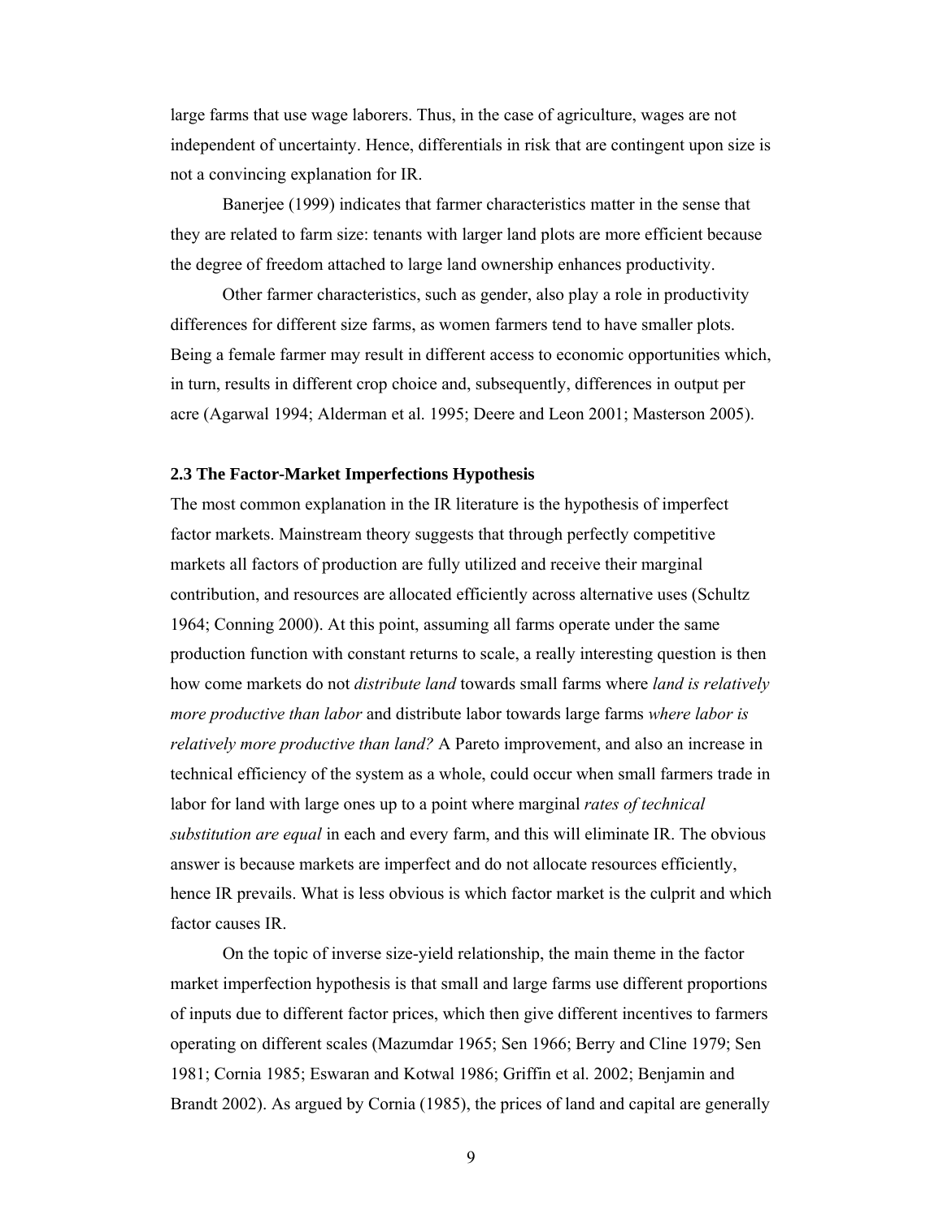large farms that use wage laborers. Thus, in the case of agriculture, wages are not independent of uncertainty. Hence, differentials in risk that are contingent upon size is not a convincing explanation for IR.

Banerjee (1999) indicates that farmer characteristics matter in the sense that they are related to farm size: tenants with larger land plots are more efficient because the degree of freedom attached to large land ownership enhances productivity.

Other farmer characteristics, such as gender, also play a role in productivity differences for different size farms, as women farmers tend to have smaller plots. Being a female farmer may result in different access to economic opportunities which, in turn, results in different crop choice and, subsequently, differences in output per acre (Agarwal 1994; Alderman et al. 1995; Deere and Leon 2001; Masterson 2005).

### 2.3 The Factor-Market Imperfections Hypothesis

The most common explanation in the IR literature is the hypothesis of imperfect factor markets. Mainstream theory suggests that through perfectly competitive markets all factors of production are fully utilized and receive their marginal contribution, and resources are allocated efficiently across alternative uses (Schultz 1964; Conning 2000). At this point, assuming all farms operate under the same production function with constant returns to scale, a really interesting question is then how come markets do not *distribute land* towards small farms where *land is relatively more productive than labor* and distribute labor towards large farms *where labor is relatively more productive than land?* A Pareto improvement, and also an increase in technical efficiency of the system as a whole, could occur when small farmers trade in labor for land with large ones up to a point where marginal *rates of technical substitution are equal* in each and every farm, and this will eliminate IR. The obvious answer is because markets are imperfect and do not allocate resources efficiently, hence IR prevails. What is less obvious is which factor market is the culprit and which factor causes IR.

On the topic of inverse size-yield relationship, the main theme in the factor market imperfection hypothesis is that small and large farms use different proportions of inputs due to different factor prices, which then give different incentives to farmers operating on different scales (Mazumdar 1965; Sen 1966; Berry and Cline 1979; Sen 1981; Cornia 1985; Eswaran and Kotwal 1986; Griffin et al. 2002; Benjamin and Brandt 2002). As argued by Cornia (1985), the prices of land and capital are generally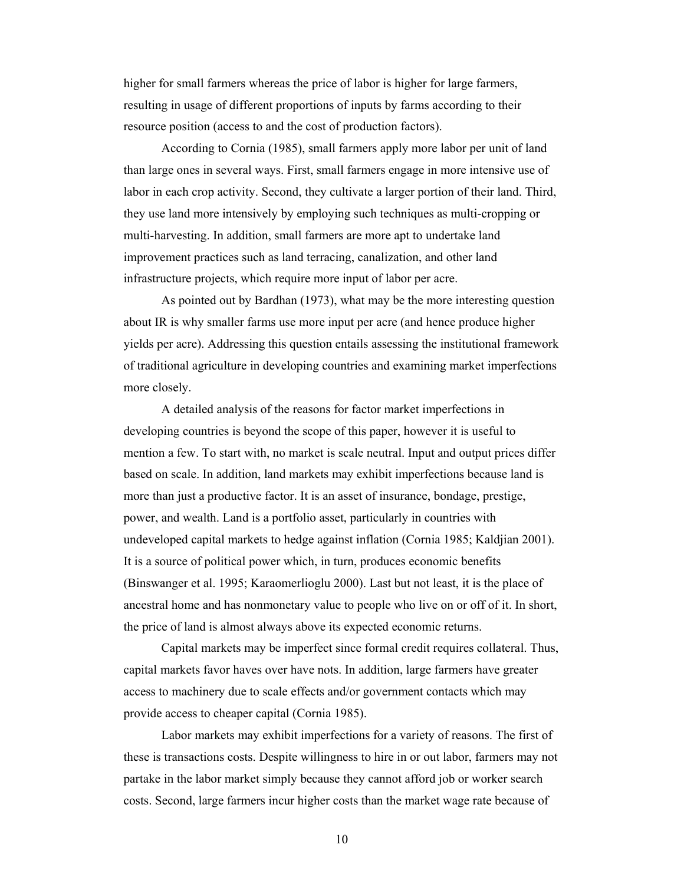higher for small farmers whereas the price of labor is higher for large farmers, resulting in usage of different proportions of inputs by farms according to their resource position (access to and the cost of production factors).

According to Cornia (1985), small farmers apply more labor per unit of land than large ones in several ways. First, small farmers engage in more intensive use of labor in each crop activity. Second, they cultivate a larger portion of their land. Third, they use land more intensively by employing such techniques as multi-cropping or multi-harvesting. In addition, small farmers are more apt to undertake land improvement practices such as land terracing, canalization, and other land infrastructure projects, which require more input of labor per acre.

As pointed out by Bardhan (1973), what may be the more interesting question about IR is why smaller farms use more input per acre (and hence produce higher yields per acre). Addressing this question entails assessing the institutional framework of traditional agriculture in developing countries and examining market imperfections more closely.

A detailed analysis of the reasons for factor market imperfections in developing countries is beyond the scope of this paper, however it is useful to mention a few. To start with, no market is scale neutral. Input and output prices differ based on scale. In addition, land markets may exhibit imperfections because land is more than just a productive factor. It is an asset of insurance, bondage, prestige, power, and wealth. Land is a portfolio asset, particularly in countries with undeveloped capital markets to hedge against inflation (Cornia 1985; Kaldjian 2001). It is a source of political power which, in turn, produces economic benefits (Binswanger et al. 1995; Karaomerlioglu 2000). Last but not least, it is the place of ancestral home and has nonmonetary value to people who live on or off of it. In short, the price of land is almost always above its expected economic returns.

Capital markets may be imperfect since formal credit requires collateral. Thus, capital markets favor haves over have nots. In addition, large farmers have greater access to machinery due to scale effects and/or government contacts which may provide access to cheaper capital (Cornia 1985).

Labor markets may exhibit imperfections for a variety of reasons. The first of these is transactions costs. Despite willingness to hire in or out labor, farmers may not partake in the labor market simply because they cannot afford job or worker search costs. Second, large farmers incur higher costs than the market wage rate because of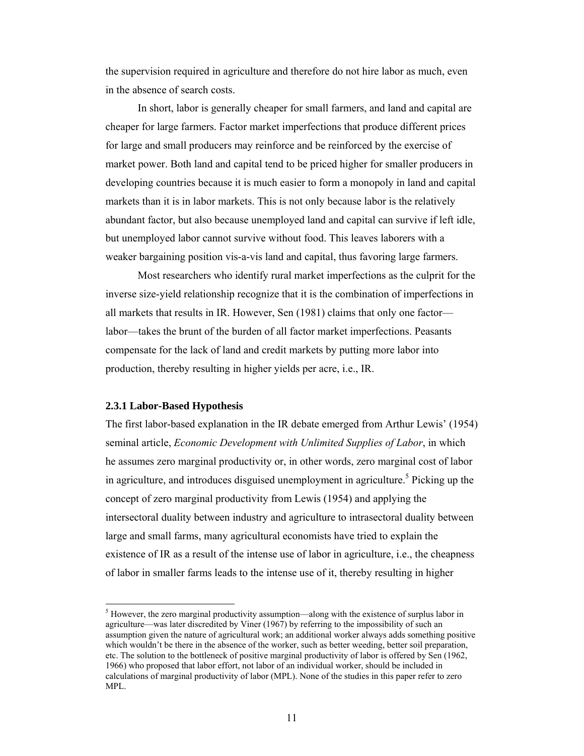the supervision required in agriculture and therefore do not hire labor as much, even in the absence of search costs.

In short, labor is generally cheaper for small farmers, and land and capital are cheaper for large farmers. Factor market imperfections that produce different prices for large and small producers may reinforce and be reinforced by the exercise of market power. Both land and capital tend to be priced higher for smaller producers in developing countries because it is much easier to form a monopoly in land and capital markets than it is in labor markets. This is not only because labor is the relatively abundant factor, but also because unemployed land and capital can survive if left idle, but unemployed labor cannot survive without food. This leaves laborers with a weaker bargaining position vis-a-vis land and capital, thus favoring large farmers.

Most researchers who identify rural market imperfections as the culprit for the inverse size-yield relationship recognize that it is the combination of imperfections in all markets that results in IR. However, Sen (1981) claims that only one factor—labor—takes the brunt of the burden of all factor market imperfections. Peasants compensate for the lack of land and credit markets by putting more labor into production, thereby resulting in higher yields per acre, i.e., IR.

### 2.3.1 Labor-Based Hypothesis

The first labor-based explanation in the IR debate emerged from Arthur Lewis' (1954) seminal article, *Economic Development with Unlimited Supplies of Labor*, in which he assumes zero marginal productivity or, in other words, zero marginal cost of labor in agriculture, and introduces disguised unemployment in agriculture.[5] Picking up the concept of zero marginal productivity from Lewis (1954) and applying the intersectoral duality between industry and agriculture to intrasectoral duality between large and small farms, many agricultural economists have tried to explain the existence of IR as a result of the intense use of labor in agriculture, i.e., the cheapness of labor in smaller farms leads to the intense use of it, thereby resulting in higher

[5] However, the zero marginal productivity assumption—along with the existence of surplus labor in agriculture—was later discredited by Viner (1967) by referring to the impossibility of such an assumption given the nature of agricultural work; an additional worker always adds something positive which wouldn't be there in the absence of the worker, such as better weeding, better soil preparation, etc. The solution to the bottleneck of positive marginal productivity of labor is offered by Sen (1962, 1966) who proposed that labor effort, not labor of an individual worker, should be included in calculations of marginal productivity of labor (MPL). None of the studies in this paper refer to zero MPL.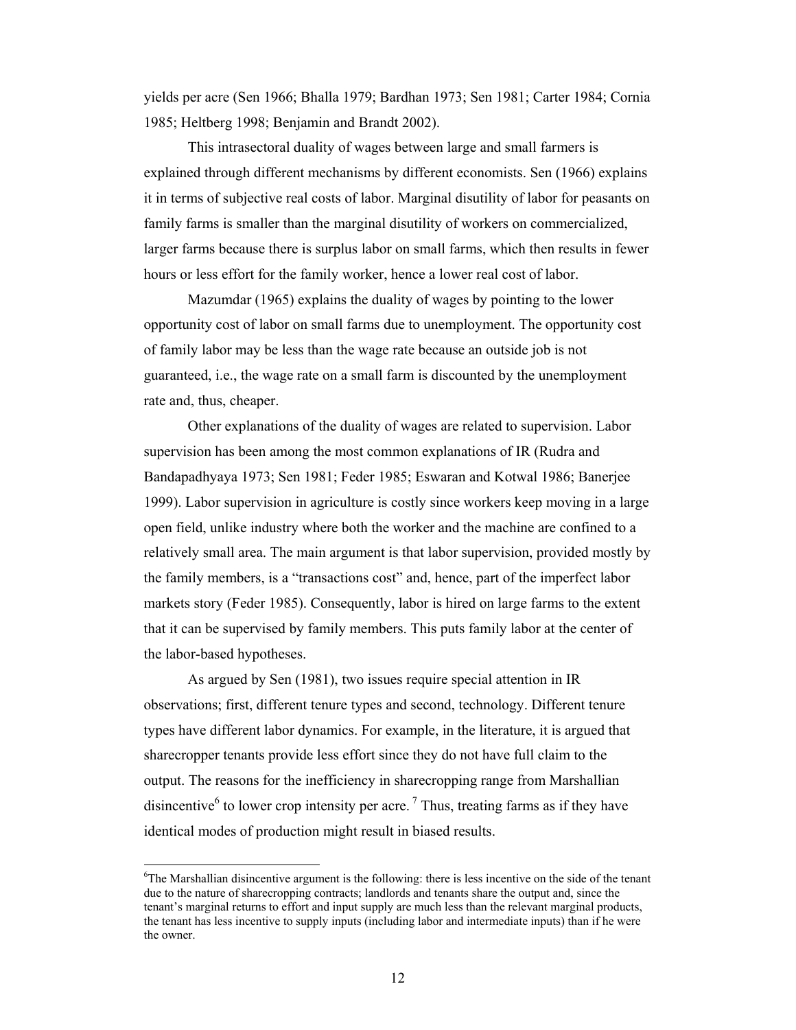yields per acre (Sen 1966; Bhalla 1979; Bardhan 1973; Sen 1981; Carter 1984; Cornia 1985; Heltberg 1998; Benjamin and Brandt 2002).

This intrasectoral duality of wages between large and small farmers is explained through different mechanisms by different economists. Sen (1966) explains it in terms of subjective real costs of labor. Marginal disutility of labor for peasants on family farms is smaller than the marginal disutility of workers on commercialized, larger farms because there is surplus labor on small farms, which then results in fewer hours or less effort for the family worker, hence a lower real cost of labor.

Mazumdar (1965) explains the duality of wages by pointing to the lower opportunity cost of labor on small farms due to unemployment. The opportunity cost of family labor may be less than the wage rate because an outside job is not guaranteed, i.e., the wage rate on a small farm is discounted by the unemployment rate and, thus, cheaper.

Other explanations of the duality of wages are related to supervision. Labor supervision has been among the most common explanations of IR (Rudra and Bandapadhyaya 1973; Sen 1981; Feder 1985; Eswaran and Kotwal 1986; Banerjee 1999). Labor supervision in agriculture is costly since workers keep moving in a large open field, unlike industry where both the worker and the machine are confined to a relatively small area. The main argument is that labor supervision, provided mostly by the family members, is a "transactions cost" and, hence, part of the imperfect labor markets story (Feder 1985). Consequently, labor is hired on large farms to the extent that it can be supervised by family members. This puts family labor at the center of the labor-based hypotheses.

As argued by Sen (1981), two issues require special attention in IR observations; first, different tenure types and second, technology. Different tenure types have different labor dynamics. For example, in the literature, it is argued that sharecropper tenants provide less effort since they do not have full claim to the output. The reasons for the inefficiency in sharecropping range from Marshallian disincentive[6] to lower crop intensity per acre.[7] Thus, treating farms as if they have identical modes of production might result in biased results.

---

[6]The Marshallian disincentive argument is the following: there is less incentive on the side of the tenant due to the nature of sharecropping contracts; landlords and tenants share the output and, since the tenant's marginal returns to effort and input supply are much less than the relevant marginal products, the tenant has less incentive to supply inputs (including labor and intermediate inputs) than if he were the owner.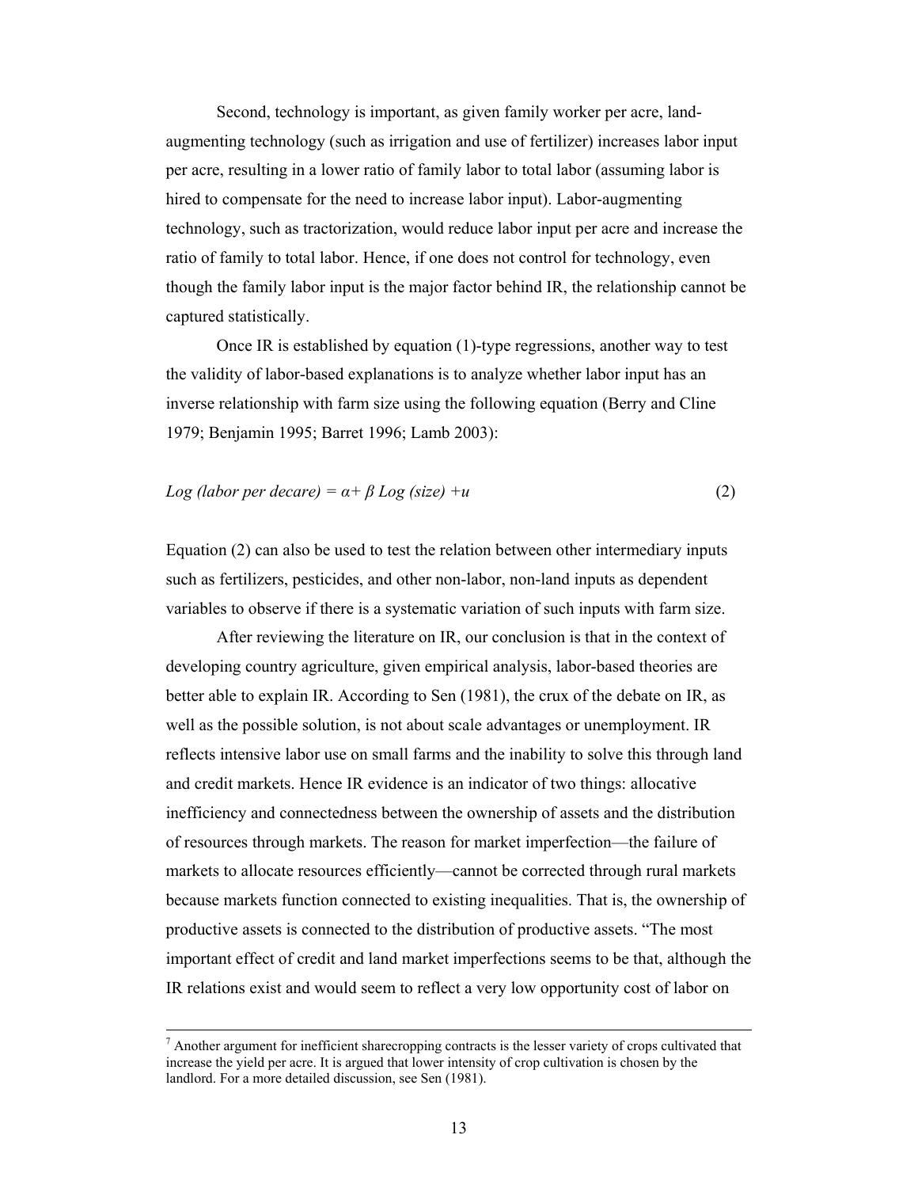Second, technology is important, as given family worker per acre, land-augmenting technology (such as irrigation and use of fertilizer) increases labor input per acre, resulting in a lower ratio of family labor to total labor (assuming labor is hired to compensate for the need to increase labor input). Labor-augmenting technology, such as tractorization, would reduce labor input per acre and increase the ratio of family to total labor. Hence, if one does not control for technology, even though the family labor input is the major factor behind IR, the relationship cannot be captured statistically.

Once IR is established by equation (1)-type regressions, another way to test the validity of labor-based explanations is to analyze whether labor input has an inverse relationship with farm size using the following equation (Berry and Cline 1979; Benjamin 1995; Barret 1996; Lamb 2003):

$$Log\ (labor\ per\ decare) = \alpha + \beta\ Log\ (size) + u \qquad (2)$$

Equation (2) can also be used to test the relation between other intermediary inputs such as fertilizers, pesticides, and other non-labor, non-land inputs as dependent variables to observe if there is a systematic variation of such inputs with farm size.

After reviewing the literature on IR, our conclusion is that in the context of developing country agriculture, given empirical analysis, labor-based theories are better able to explain IR. According to Sen (1981), the crux of the debate on IR, as well as the possible solution, is not about scale advantages or unemployment. IR reflects intensive labor use on small farms and the inability to solve this through land and credit markets. Hence IR evidence is an indicator of two things: allocative inefficiency and connectedness between the ownership of assets and the distribution of resources through markets. The reason for market imperfection—the failure of markets to allocate resources efficiently—cannot be corrected through rural markets because markets function connected to existing inequalities. That is, the ownership of productive assets is connected to the distribution of productive assets. "The most important effect of credit and land market imperfections seems to be that, although the IR relations exist and would seem to reflect a very low opportunity cost of labor on

---

[7] Another argument for inefficient sharecropping contracts is the lesser variety of crops cultivated that increase the yield per acre. It is argued that lower intensity of crop cultivation is chosen by the landlord. For a more detailed discussion, see Sen (1981).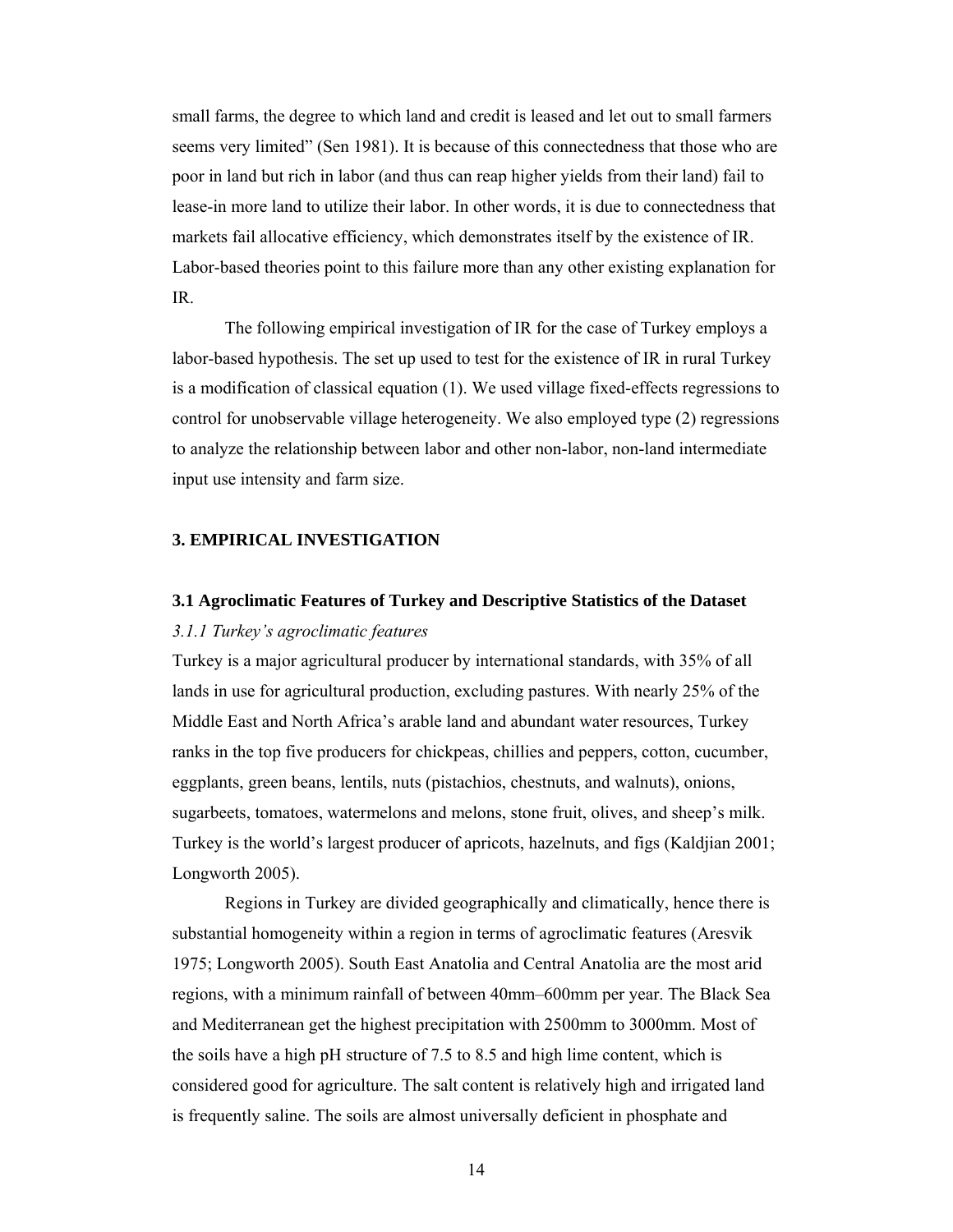small farms, the degree to which land and credit is leased and let out to small farmers seems very limited" (Sen 1981). It is because of this connectedness that those who are poor in land but rich in labor (and thus can reap higher yields from their land) fail to lease-in more land to utilize their labor. In other words, it is due to connectedness that markets fail allocative efficiency, which demonstrates itself by the existence of IR. Labor-based theories point to this failure more than any other existing explanation for IR.

The following empirical investigation of IR for the case of Turkey employs a labor-based hypothesis. The set up used to test for the existence of IR in rural Turkey is a modification of classical equation (1). We used village fixed-effects regressions to control for unobservable village heterogeneity. We also employed type (2) regressions to analyze the relationship between labor and other non-labor, non-land intermediate input use intensity and farm size.

## 3. EMPIRICAL INVESTIGATION

### 3.1 Agroclimatic Features of Turkey and Descriptive Statistics of the Dataset

#### *3.1.1 Turkey's agroclimatic features*

Turkey is a major agricultural producer by international standards, with 35% of all lands in use for agricultural production, excluding pastures. With nearly 25% of the Middle East and North Africa's arable land and abundant water resources, Turkey ranks in the top five producers for chickpeas, chillies and peppers, cotton, cucumber, eggplants, green beans, lentils, nuts (pistachios, chestnuts, and walnuts), onions, sugarbeets, tomatoes, watermelons and melons, stone fruit, olives, and sheep's milk. Turkey is the world's largest producer of apricots, hazelnuts, and figs (Kaldjian 2001; Longworth 2005).

Regions in Turkey are divided geographically and climatically, hence there is substantial homogeneity within a region in terms of agroclimatic features (Aresvik 1975; Longworth 2005). South East Anatolia and Central Anatolia are the most arid regions, with a minimum rainfall of between 40mm–600mm per year. The Black Sea and Mediterranean get the highest precipitation with 2500mm to 3000mm. Most of the soils have a high pH structure of 7.5 to 8.5 and high lime content, which is considered good for agriculture. The salt content is relatively high and irrigated land is frequently saline. The soils are almost universally deficient in phosphate and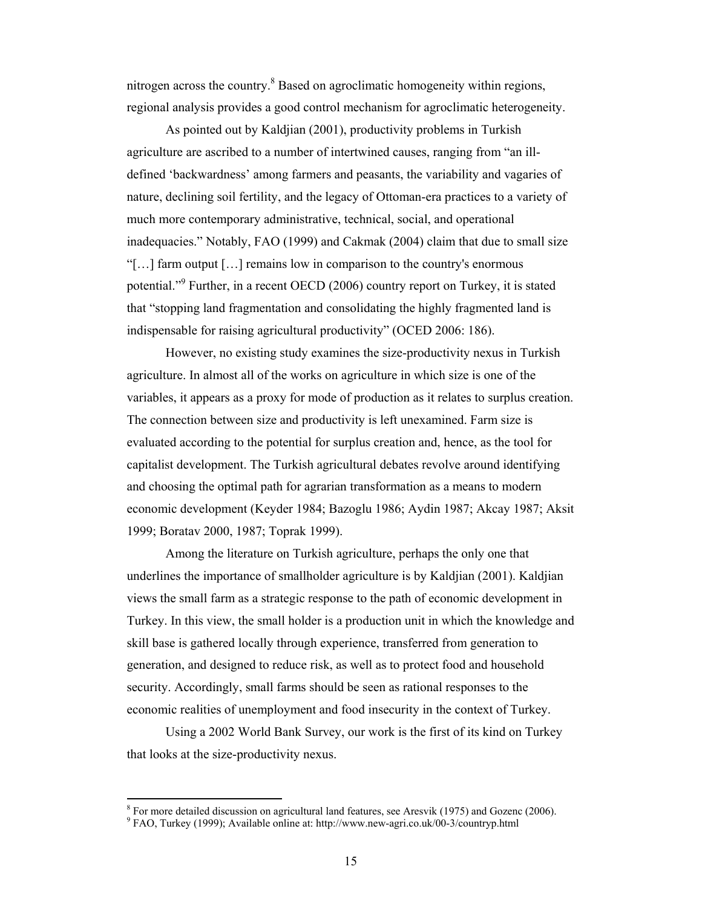nitrogen across the country.[8] Based on agroclimatic homogeneity within regions, regional analysis provides a good control mechanism for agroclimatic heterogeneity.

As pointed out by Kaldjian (2001), productivity problems in Turkish agriculture are ascribed to a number of intertwined causes, ranging from "an ill-defined 'backwardness' among farmers and peasants, the variability and vagaries of nature, declining soil fertility, and the legacy of Ottoman-era practices to a variety of much more contemporary administrative, technical, social, and operational inadequacies." Notably, FAO (1999) and Cakmak (2004) claim that due to small size "[…] farm output […] remains low in comparison to the country's enormous potential."[9] Further, in a recent OECD (2006) country report on Turkey, it is stated that "stopping land fragmentation and consolidating the highly fragmented land is indispensable for raising agricultural productivity" (OCED 2006: 186).

However, no existing study examines the size-productivity nexus in Turkish agriculture. In almost all of the works on agriculture in which size is one of the variables, it appears as a proxy for mode of production as it relates to surplus creation. The connection between size and productivity is left unexamined. Farm size is evaluated according to the potential for surplus creation and, hence, as the tool for capitalist development. The Turkish agricultural debates revolve around identifying and choosing the optimal path for agrarian transformation as a means to modern economic development (Keyder 1984; Bazoglu 1986; Aydin 1987; Akcay 1987; Aksit 1999; Boratav 2000, 1987; Toprak 1999).

Among the literature on Turkish agriculture, perhaps the only one that underlines the importance of smallholder agriculture is by Kaldjian (2001). Kaldjian views the small farm as a strategic response to the path of economic development in Turkey. In this view, the small holder is a production unit in which the knowledge and skill base is gathered locally through experience, transferred from generation to generation, and designed to reduce risk, as well as to protect food and household security. Accordingly, small farms should be seen as rational responses to the economic realities of unemployment and food insecurity in the context of Turkey.

Using a 2002 World Bank Survey, our work is the first of its kind on Turkey that looks at the size-productivity nexus.

---

[8] For more detailed discussion on agricultural land features, see Aresvik (1975) and Gozenc (2006).

[9] FAO, Turkey (1999); Available online at: http://www.new-agri.co.uk/00-3/countryp.html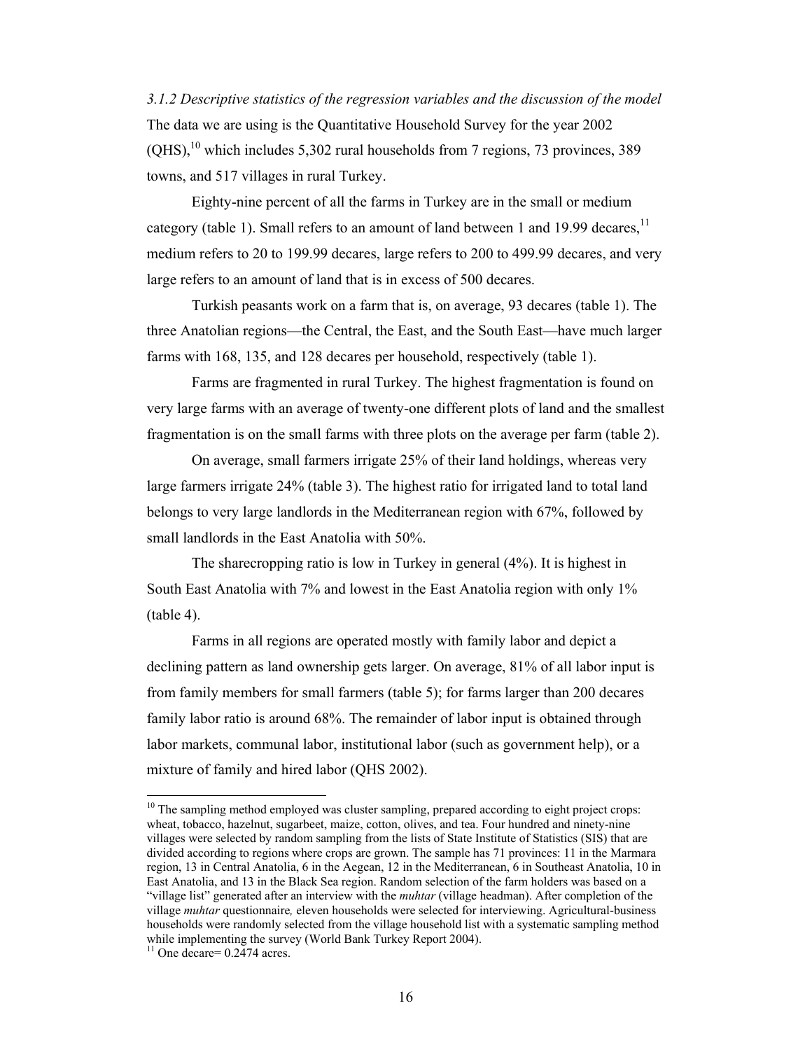### *3.1.2 Descriptive statistics of the regression variables and the discussion of the model*

The data we are using is the Quantitative Household Survey for the year 2002 (QHS),[10] which includes 5,302 rural households from 7 regions, 73 provinces, 389 towns, and 517 villages in rural Turkey.

Eighty-nine percent of all the farms in Turkey are in the small or medium category (table 1). Small refers to an amount of land between 1 and 19.99 decares,[11] medium refers to 20 to 199.99 decares, large refers to 200 to 499.99 decares, and very large refers to an amount of land that is in excess of 500 decares.

Turkish peasants work on a farm that is, on average, 93 decares (table 1). The three Anatolian regions—the Central, the East, and the South East—have much larger farms with 168, 135, and 128 decares per household, respectively (table 1).

Farms are fragmented in rural Turkey. The highest fragmentation is found on very large farms with an average of twenty-one different plots of land and the smallest fragmentation is on the small farms with three plots on the average per farm (table 2).

On average, small farmers irrigate 25% of their land holdings, whereas very large farmers irrigate 24% (table 3). The highest ratio for irrigated land to total land belongs to very large landlords in the Mediterranean region with 67%, followed by small landlords in the East Anatolia with 50%.

The sharecropping ratio is low in Turkey in general (4%). It is highest in South East Anatolia with 7% and lowest in the East Anatolia region with only 1% (table 4).

Farms in all regions are operated mostly with family labor and depict a declining pattern as land ownership gets larger. On average, 81% of all labor input is from family members for small farmers (table 5); for farms larger than 200 decares family labor ratio is around 68%. The remainder of labor input is obtained through labor markets, communal labor, institutional labor (such as government help), or a mixture of family and hired labor (QHS 2002).

---

[10] The sampling method employed was cluster sampling, prepared according to eight project crops: wheat, tobacco, hazelnut, sugarbeet, maize, cotton, olives, and tea. Four hundred and ninety-nine villages were selected by random sampling from the lists of State Institute of Statistics (SIS) that are divided according to regions where crops are grown. The sample has 71 provinces: 11 in the Marmara region, 13 in Central Anatolia, 6 in the Aegean, 12 in the Mediterranean, 6 in Southeast Anatolia, 10 in East Anatolia, and 13 in the Black Sea region. Random selection of the farm holders was based on a "village list" generated after an interview with the *muhtar* (village headman). After completion of the village *muhtar* questionnaire*,* eleven households were selected for interviewing. Agricultural-business households were randomly selected from the village household list with a systematic sampling method while implementing the survey (World Bank Turkey Report 2004).

[11] One decare= 0.2474 acres.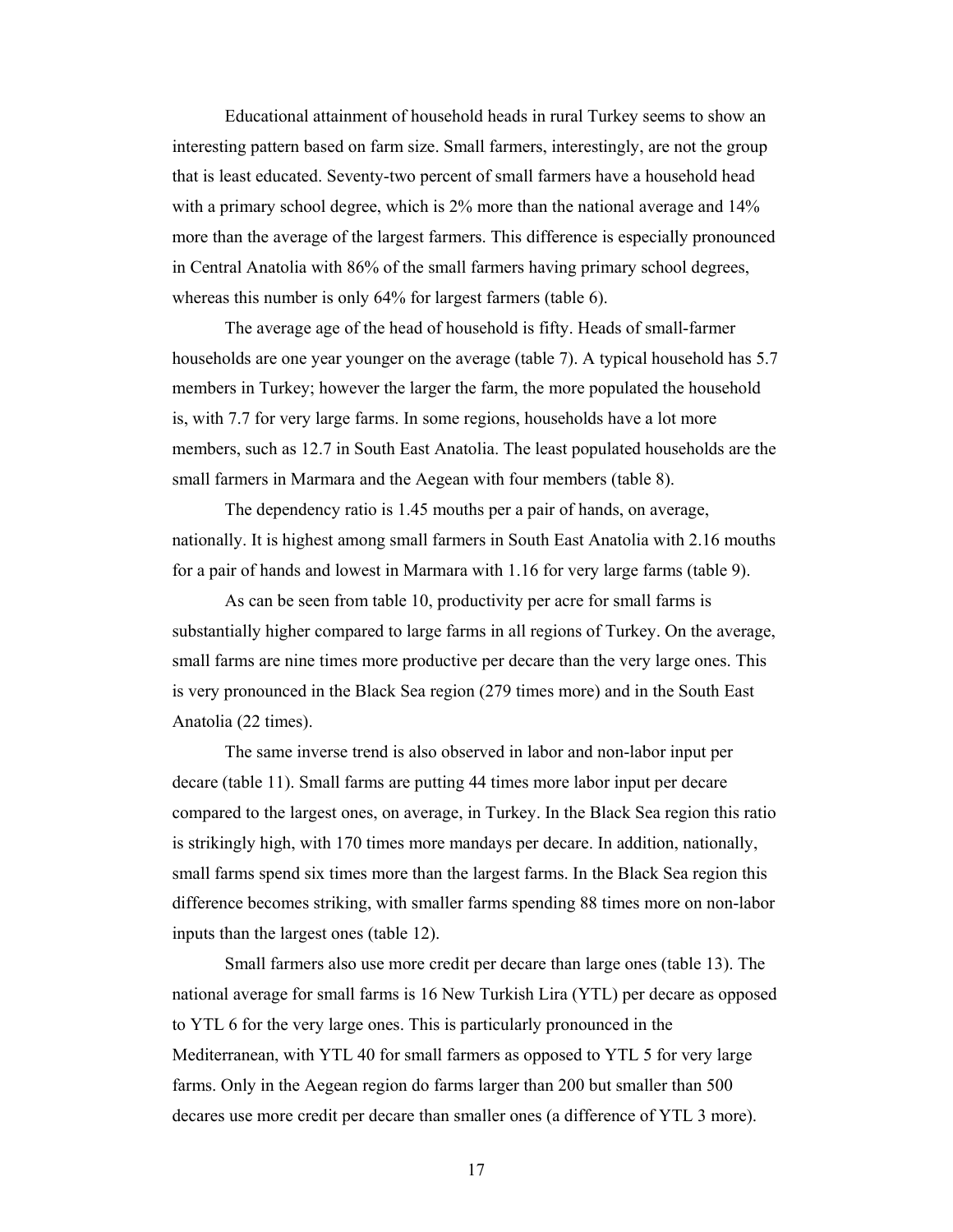Educational attainment of household heads in rural Turkey seems to show an interesting pattern based on farm size. Small farmers, interestingly, are not the group that is least educated. Seventy-two percent of small farmers have a household head with a primary school degree, which is 2% more than the national average and 14% more than the average of the largest farmers. This difference is especially pronounced in Central Anatolia with 86% of the small farmers having primary school degrees, whereas this number is only 64% for largest farmers (table 6).

The average age of the head of household is fifty. Heads of small-farmer households are one year younger on the average (table 7). A typical household has 5.7 members in Turkey; however the larger the farm, the more populated the household is, with 7.7 for very large farms. In some regions, households have a lot more members, such as 12.7 in South East Anatolia. The least populated households are the small farmers in Marmara and the Aegean with four members (table 8).

The dependency ratio is 1.45 mouths per a pair of hands, on average, nationally. It is highest among small farmers in South East Anatolia with 2.16 mouths for a pair of hands and lowest in Marmara with 1.16 for very large farms (table 9).

As can be seen from table 10, productivity per acre for small farms is substantially higher compared to large farms in all regions of Turkey. On the average, small farms are nine times more productive per decare than the very large ones. This is very pronounced in the Black Sea region (279 times more) and in the South East Anatolia (22 times).

The same inverse trend is also observed in labor and non-labor input per decare (table 11). Small farms are putting 44 times more labor input per decare compared to the largest ones, on average, in Turkey. In the Black Sea region this ratio is strikingly high, with 170 times more mandays per decare. In addition, nationally, small farms spend six times more than the largest farms. In the Black Sea region this difference becomes striking, with smaller farms spending 88 times more on non-labor inputs than the largest ones (table 12).

Small farmers also use more credit per decare than large ones (table 13). The national average for small farms is 16 New Turkish Lira (YTL) per decare as opposed to YTL 6 for the very large ones. This is particularly pronounced in the Mediterranean, with YTL 40 for small farmers as opposed to YTL 5 for very large farms. Only in the Aegean region do farms larger than 200 but smaller than 500 decares use more credit per decare than smaller ones (a difference of YTL 3 more).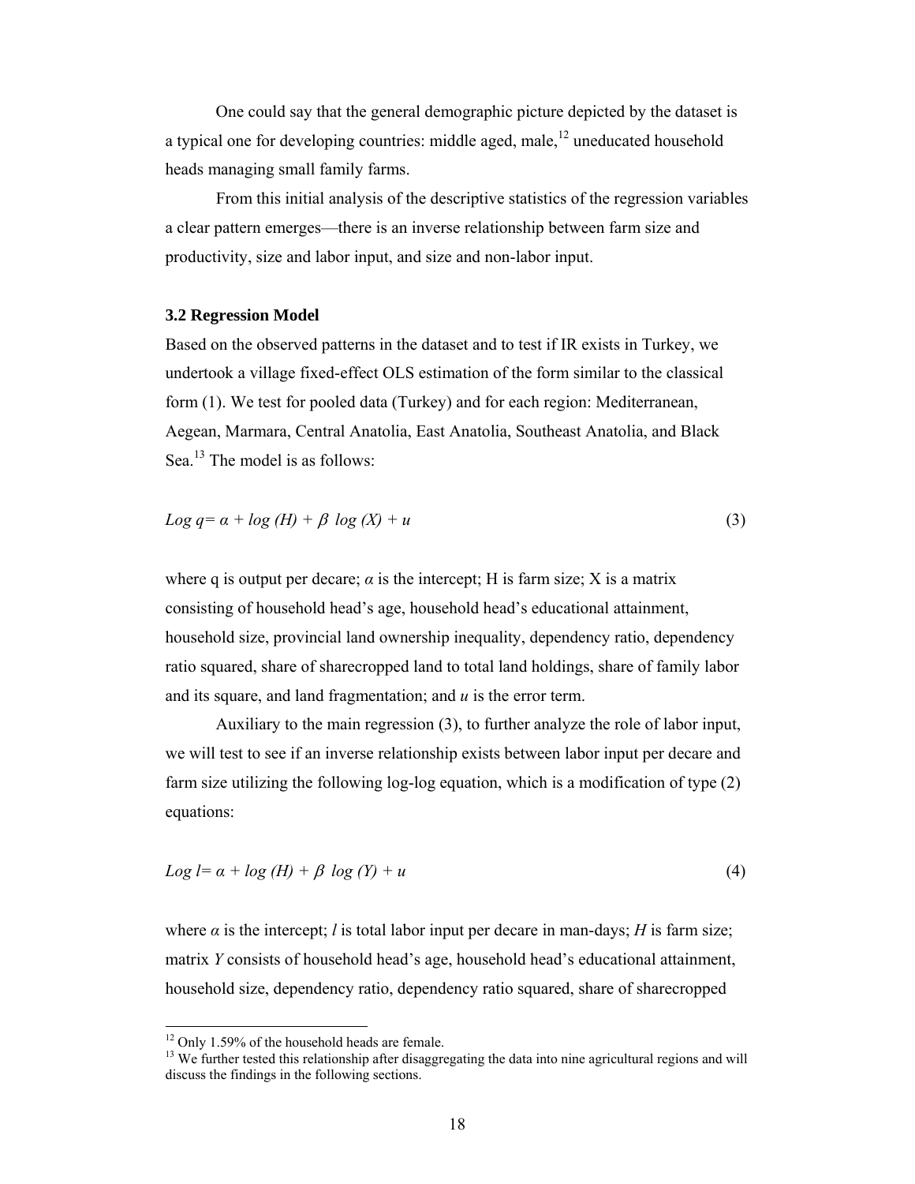One could say that the general demographic picture depicted by the dataset is a typical one for developing countries: middle aged, male,[12] uneducated household heads managing small family farms.

From this initial analysis of the descriptive statistics of the regression variables a clear pattern emerges—there is an inverse relationship between farm size and productivity, size and labor input, and size and non-labor input.

### 3.2 Regression Model

Based on the observed patterns in the dataset and to test if IR exists in Turkey, we undertook a village fixed-effect OLS estimation of the form similar to the classical form (1). We test for pooled data (Turkey) and for each region: Mediterranean, Aegean, Marmara, Central Anatolia, East Anatolia, Southeast Anatolia, and Black Sea.[13] The model is as follows:

$$Log\ q = \alpha + log\ (H) + \beta\ log\ (X) + u \qquad (3)$$

where q is output per decare; $\alpha$ is the intercept; H is farm size; X is a matrix consisting of household head's age, household head's educational attainment, household size, provincial land ownership inequality, dependency ratio, dependency ratio squared, share of sharecropped land to total land holdings, share of family labor and its square, and land fragmentation; and $u$ is the error term.

Auxiliary to the main regression (3), to further analyze the role of labor input, we will test to see if an inverse relationship exists between labor input per decare and farm size utilizing the following log-log equation, which is a modification of type (2) equations:

$$Log\ l = \alpha + log\ (H) + \beta\ log\ (Y) + u \qquad (4)$$

where $\alpha$ is the intercept; $l$ is total labor input per decare in man-days; $H$ is farm size; matrix $Y$ consists of household head's age, household head's educational attainment, household size, dependency ratio, dependency ratio squared, share of sharecropped

[12] Only 1.59% of the household heads are female.

[13] We further tested this relationship after disaggregating the data into nine agricultural regions and will discuss the findings in the following sections.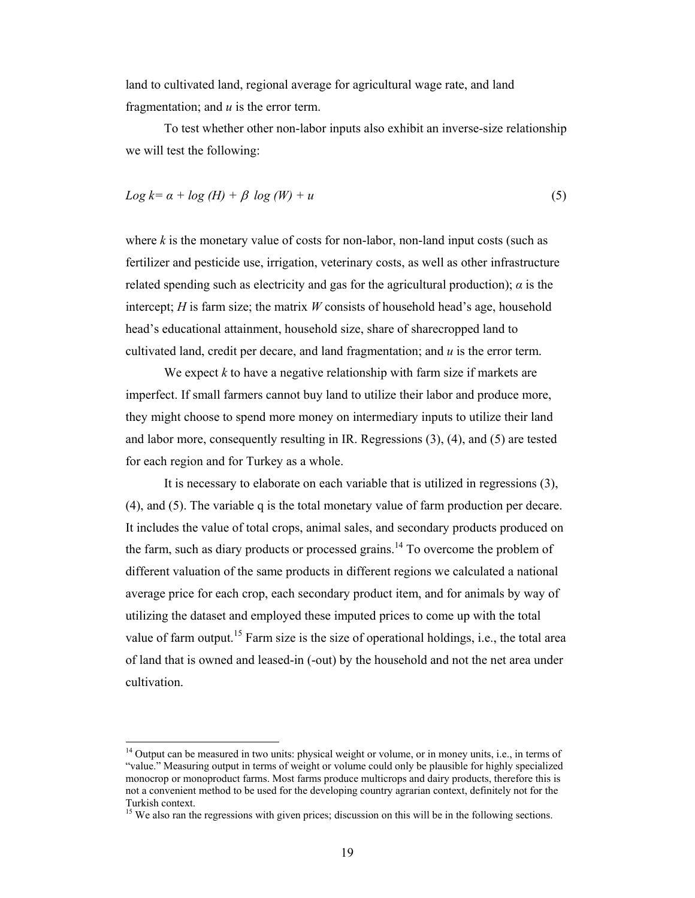land to cultivated land, regional average for agricultural wage rate, and land fragmentation; and *u* is the error term.

To test whether other non-labor inputs also exhibit an inverse-size relationship we will test the following:

$$Log\ k = \alpha + log\ (H) + \beta\ log\ (W) + u \qquad (5)$$

where *k* is the monetary value of costs for non-labor, non-land input costs (such as fertilizer and pesticide use, irrigation, veterinary costs, as well as other infrastructure related spending such as electricity and gas for the agricultural production); *α* is the intercept; *H* is farm size; the matrix *W* consists of household head's age, household head's educational attainment, household size, share of sharecropped land to cultivated land, credit per decare, and land fragmentation; and *u* is the error term.

We expect *k* to have a negative relationship with farm size if markets are imperfect. If small farmers cannot buy land to utilize their labor and produce more, they might choose to spend more money on intermediary inputs to utilize their land and labor more, consequently resulting in IR. Regressions (3), (4), and (5) are tested for each region and for Turkey as a whole.

It is necessary to elaborate on each variable that is utilized in regressions (3), (4), and (5). The variable q is the total monetary value of farm production per decare. It includes the value of total crops, animal sales, and secondary products produced on the farm, such as diary products or processed grains.[14] To overcome the problem of different valuation of the same products in different regions we calculated a national average price for each crop, each secondary product item, and for animals by way of utilizing the dataset and employed these imputed prices to come up with the total value of farm output.[15] Farm size is the size of operational holdings, i.e., the total area of land that is owned and leased-in (-out) by the household and not the net area under cultivation.

---

[14] Output can be measured in two units: physical weight or volume, or in money units, i.e., in terms of "value." Measuring output in terms of weight or volume could only be plausible for highly specialized monocrop or monoproduct farms. Most farms produce multicrops and dairy products, therefore this is not a convenient method to be used for the developing country agrarian context, definitely not for the Turkish context.

[15] We also ran the regressions with given prices; discussion on this will be in the following sections.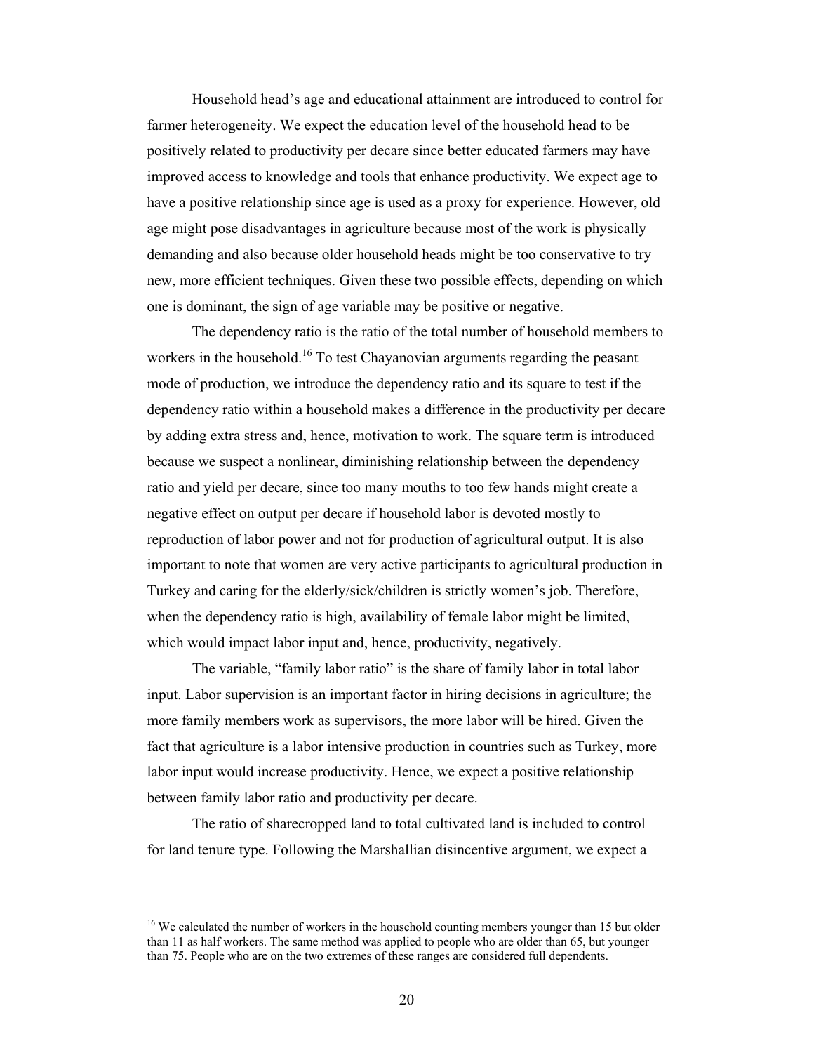Household head's age and educational attainment are introduced to control for farmer heterogeneity. We expect the education level of the household head to be positively related to productivity per decare since better educated farmers may have improved access to knowledge and tools that enhance productivity. We expect age to have a positive relationship since age is used as a proxy for experience. However, old age might pose disadvantages in agriculture because most of the work is physically demanding and also because older household heads might be too conservative to try new, more efficient techniques. Given these two possible effects, depending on which one is dominant, the sign of age variable may be positive or negative.

The dependency ratio is the ratio of the total number of household members to workers in the household.[16] To test Chayanovian arguments regarding the peasant mode of production, we introduce the dependency ratio and its square to test if the dependency ratio within a household makes a difference in the productivity per decare by adding extra stress and, hence, motivation to work. The square term is introduced because we suspect a nonlinear, diminishing relationship between the dependency ratio and yield per decare, since too many mouths to too few hands might create a negative effect on output per decare if household labor is devoted mostly to reproduction of labor power and not for production of agricultural output. It is also important to note that women are very active participants to agricultural production in Turkey and caring for the elderly/sick/children is strictly women's job. Therefore, when the dependency ratio is high, availability of female labor might be limited, which would impact labor input and, hence, productivity, negatively.

The variable, "family labor ratio" is the share of family labor in total labor input. Labor supervision is an important factor in hiring decisions in agriculture; the more family members work as supervisors, the more labor will be hired. Given the fact that agriculture is a labor intensive production in countries such as Turkey, more labor input would increase productivity. Hence, we expect a positive relationship between family labor ratio and productivity per decare.

The ratio of sharecropped land to total cultivated land is included to control for land tenure type. Following the Marshallian disincentive argument, we expect a

[16] We calculated the number of workers in the household counting members younger than 15 but older than 11 as half workers. The same method was applied to people who are older than 65, but younger than 75. People who are on the two extremes of these ranges are considered full dependents.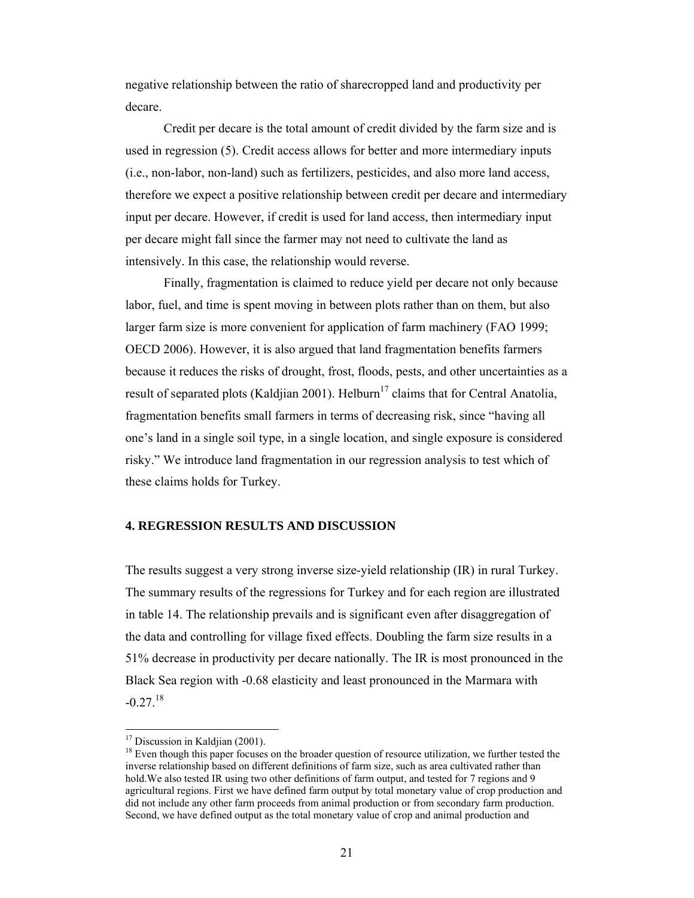negative relationship between the ratio of sharecropped land and productivity per decare.

Credit per decare is the total amount of credit divided by the farm size and is used in regression (5). Credit access allows for better and more intermediary inputs (i.e., non-labor, non-land) such as fertilizers, pesticides, and also more land access, therefore we expect a positive relationship between credit per decare and intermediary input per decare. However, if credit is used for land access, then intermediary input per decare might fall since the farmer may not need to cultivate the land as intensively. In this case, the relationship would reverse.

Finally, fragmentation is claimed to reduce yield per decare not only because labor, fuel, and time is spent moving in between plots rather than on them, but also larger farm size is more convenient for application of farm machinery (FAO 1999; OECD 2006). However, it is also argued that land fragmentation benefits farmers because it reduces the risks of drought, frost, floods, pests, and other uncertainties as a result of separated plots (Kaldjian 2001). Helburn[17] claims that for Central Anatolia, fragmentation benefits small farmers in terms of decreasing risk, since "having all one's land in a single soil type, in a single location, and single exposure is considered risky." We introduce land fragmentation in our regression analysis to test which of these claims holds for Turkey.

## 4. REGRESSION RESULTS AND DISCUSSION

The results suggest a very strong inverse size-yield relationship (IR) in rural Turkey. The summary results of the regressions for Turkey and for each region are illustrated in table 14. The relationship prevails and is significant even after disaggregation of the data and controlling for village fixed effects. Doubling the farm size results in a 51% decrease in productivity per decare nationally. The IR is most pronounced in the Black Sea region with -0.68 elasticity and least pronounced in the Marmara with -0.27.[18]

---

[17] Discussion in Kaldjian (2001).

[18] Even though this paper focuses on the broader question of resource utilization, we further tested the inverse relationship based on different definitions of farm size, such as area cultivated rather than hold.We also tested IR using two other definitions of farm output, and tested for 7 regions and 9 agricultural regions. First we have defined farm output by total monetary value of crop production and did not include any other farm proceeds from animal production or from secondary farm production. Second, we have defined output as the total monetary value of crop and animal production and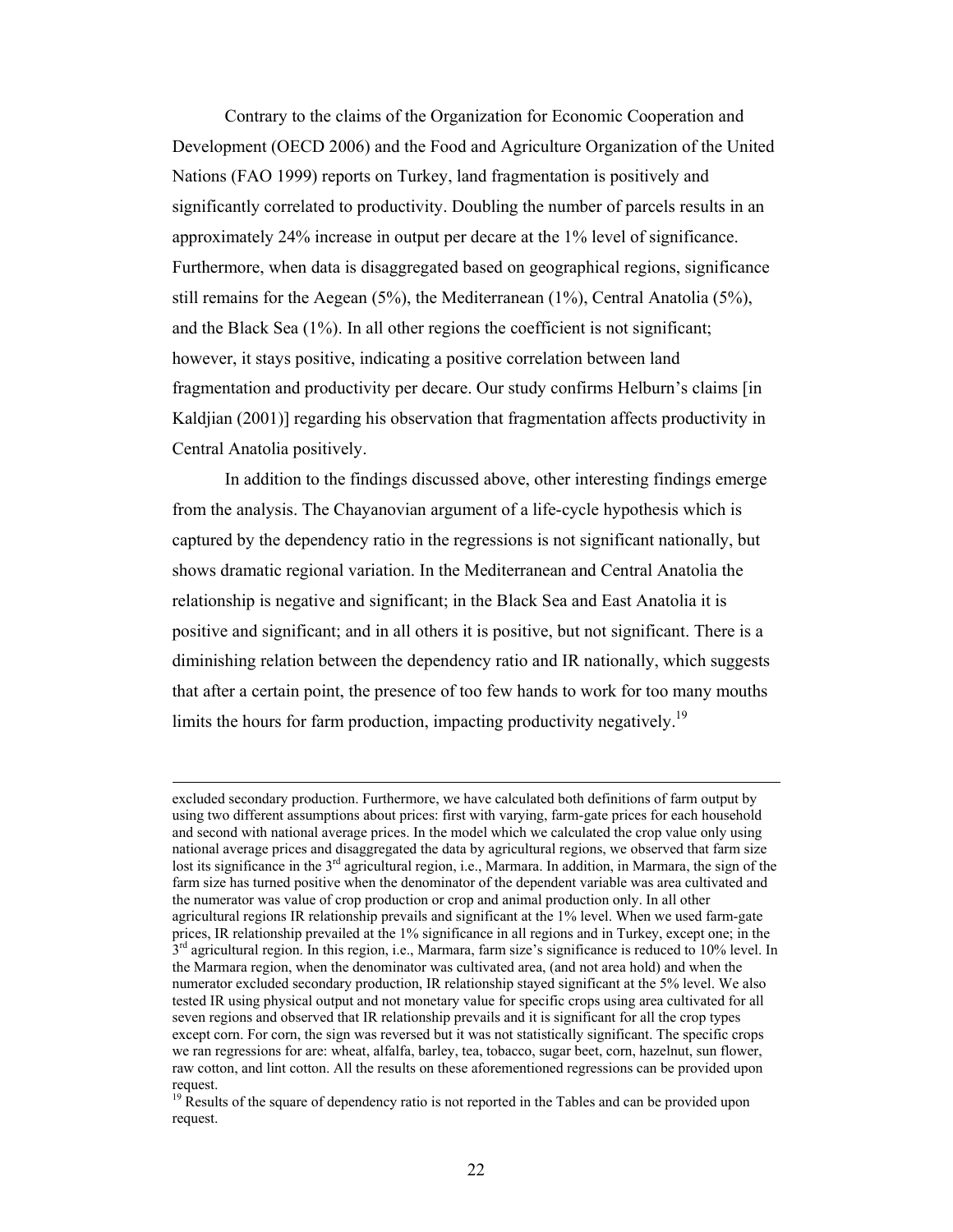Contrary to the claims of the Organization for Economic Cooperation and Development (OECD 2006) and the Food and Agriculture Organization of the United Nations (FAO 1999) reports on Turkey, land fragmentation is positively and significantly correlated to productivity. Doubling the number of parcels results in an approximately 24% increase in output per decare at the 1% level of significance. Furthermore, when data is disaggregated based on geographical regions, significance still remains for the Aegean (5%), the Mediterranean (1%), Central Anatolia (5%), and the Black Sea (1%). In all other regions the coefficient is not significant; however, it stays positive, indicating a positive correlation between land fragmentation and productivity per decare. Our study confirms Helburn's claims [in Kaldjian (2001)] regarding his observation that fragmentation affects productivity in Central Anatolia positively.

In addition to the findings discussed above, other interesting findings emerge from the analysis. The Chayanovian argument of a life-cycle hypothesis which is captured by the dependency ratio in the regressions is not significant nationally, but shows dramatic regional variation. In the Mediterranean and Central Anatolia the relationship is negative and significant; in the Black Sea and East Anatolia it is positive and significant; and in all others it is positive, but not significant. There is a diminishing relation between the dependency ratio and IR nationally, which suggests that after a certain point, the presence of too few hands to work for too many mouths limits the hours for farm production, impacting productivity negatively.[19]

---

excluded secondary production. Furthermore, we have calculated both definitions of farm output by using two different assumptions about prices: first with varying, farm-gate prices for each household and second with national average prices. In the model which we calculated the crop value only using national average prices and disaggregated the data by agricultural regions, we observed that farm size lost its significance in the 3rd agricultural region, i.e., Marmara. In addition, in Marmara, the sign of the farm size has turned positive when the denominator of the dependent variable was area cultivated and the numerator was value of crop production or crop and animal production only. In all other agricultural regions IR relationship prevails and significant at the 1% level. When we used farm-gate prices, IR relationship prevailed at the 1% significance in all regions and in Turkey, except one; in the 3rd agricultural region. In this region, i.e., Marmara, farm size's significance is reduced to 10% level. In the Marmara region, when the denominator was cultivated area, (and not area hold) and when the numerator excluded secondary production, IR relationship stayed significant at the 5% level. We also tested IR using physical output and not monetary value for specific crops using area cultivated for all seven regions and observed that IR relationship prevails and it is significant for all the crop types except corn. For corn, the sign was reversed but it was not statistically significant. The specific crops we ran regressions for are: wheat, alfalfa, barley, tea, tobacco, sugar beet, corn, hazelnut, sun flower, raw cotton, and lint cotton. All the results on these aforementioned regressions can be provided upon request.

[19] Results of the square of dependency ratio is not reported in the Tables and can be provided upon request.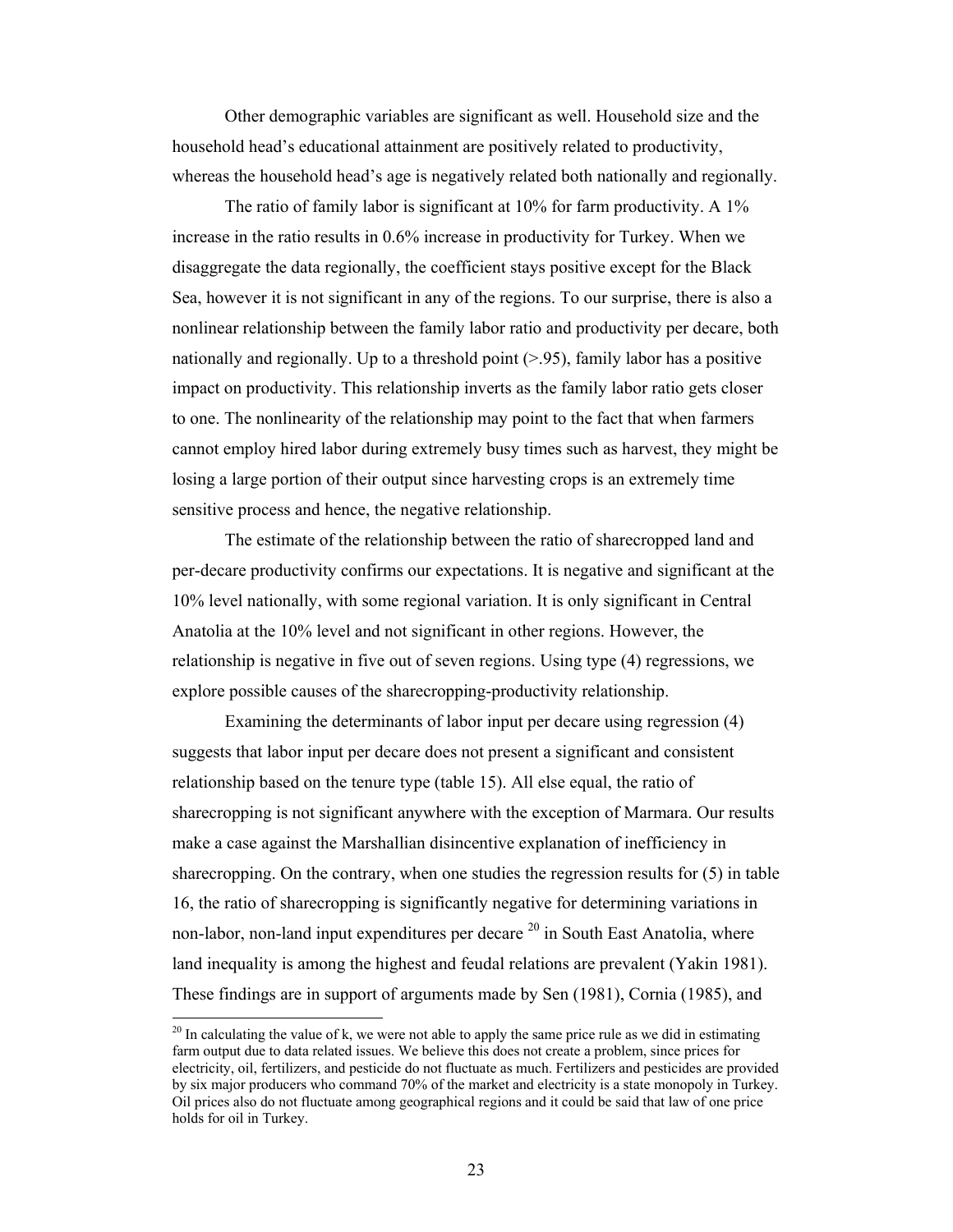Other demographic variables are significant as well. Household size and the household head's educational attainment are positively related to productivity, whereas the household head's age is negatively related both nationally and regionally.

The ratio of family labor is significant at 10% for farm productivity. A 1% increase in the ratio results in 0.6% increase in productivity for Turkey. When we disaggregate the data regionally, the coefficient stays positive except for the Black Sea, however it is not significant in any of the regions. To our surprise, there is also a nonlinear relationship between the family labor ratio and productivity per decare, both nationally and regionally. Up to a threshold point (>.95), family labor has a positive impact on productivity. This relationship inverts as the family labor ratio gets closer to one. The nonlinearity of the relationship may point to the fact that when farmers cannot employ hired labor during extremely busy times such as harvest, they might be losing a large portion of their output since harvesting crops is an extremely time sensitive process and hence, the negative relationship.

The estimate of the relationship between the ratio of sharecropped land and per-decare productivity confirms our expectations. It is negative and significant at the 10% level nationally, with some regional variation. It is only significant in Central Anatolia at the 10% level and not significant in other regions. However, the relationship is negative in five out of seven regions. Using type (4) regressions, we explore possible causes of the sharecropping-productivity relationship.

Examining the determinants of labor input per decare using regression (4) suggests that labor input per decare does not present a significant and consistent relationship based on the tenure type (table 15). All else equal, the ratio of sharecropping is not significant anywhere with the exception of Marmara. Our results make a case against the Marshallian disincentive explanation of inefficiency in sharecropping. On the contrary, when one studies the regression results for (5) in table 16, the ratio of sharecropping is significantly negative for determining variations in non-labor, non-land input expenditures per decare [20] in South East Anatolia, where land inequality is among the highest and feudal relations are prevalent (Yakin 1981). These findings are in support of arguments made by Sen (1981), Cornia (1985), and

[20] In calculating the value of k, we were not able to apply the same price rule as we did in estimating farm output due to data related issues. We believe this does not create a problem, since prices for electricity, oil, fertilizers, and pesticide do not fluctuate as much. Fertilizers and pesticides are provided by six major producers who command 70% of the market and electricity is a state monopoly in Turkey. Oil prices also do not fluctuate among geographical regions and it could be said that law of one price holds for oil in Turkey.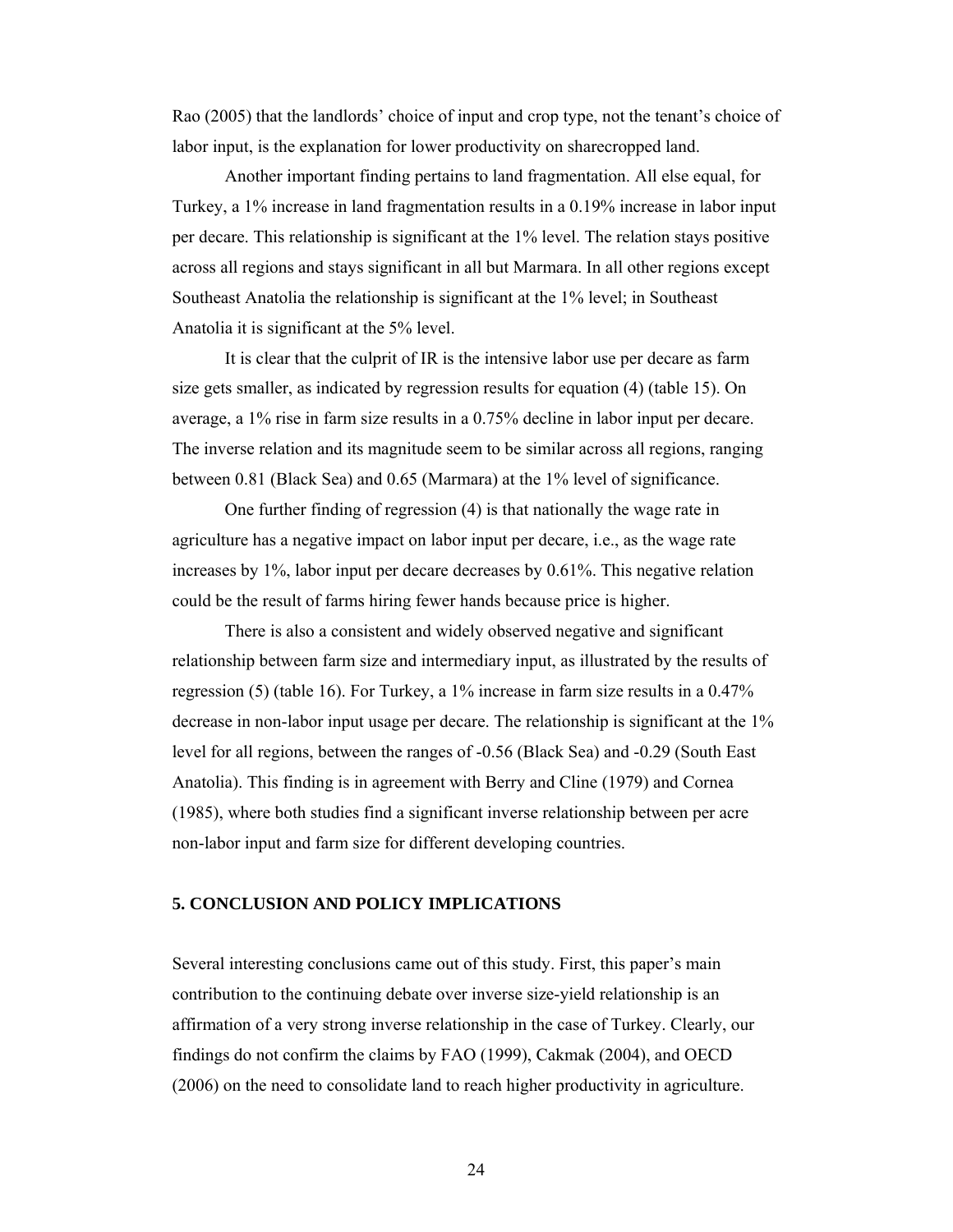Rao (2005) that the landlords' choice of input and crop type, not the tenant's choice of labor input, is the explanation for lower productivity on sharecropped land.

Another important finding pertains to land fragmentation. All else equal, for Turkey, a 1% increase in land fragmentation results in a 0.19% increase in labor input per decare. This relationship is significant at the 1% level. The relation stays positive across all regions and stays significant in all but Marmara. In all other regions except Southeast Anatolia the relationship is significant at the 1% level; in Southeast Anatolia it is significant at the 5% level.

It is clear that the culprit of IR is the intensive labor use per decare as farm size gets smaller, as indicated by regression results for equation (4) (table 15). On average, a 1% rise in farm size results in a 0.75% decline in labor input per decare. The inverse relation and its magnitude seem to be similar across all regions, ranging between 0.81 (Black Sea) and 0.65 (Marmara) at the 1% level of significance.

One further finding of regression (4) is that nationally the wage rate in agriculture has a negative impact on labor input per decare, i.e., as the wage rate increases by 1%, labor input per decare decreases by 0.61%. This negative relation could be the result of farms hiring fewer hands because price is higher.

There is also a consistent and widely observed negative and significant relationship between farm size and intermediary input, as illustrated by the results of regression (5) (table 16). For Turkey, a 1% increase in farm size results in a 0.47% decrease in non-labor input usage per decare. The relationship is significant at the 1% level for all regions, between the ranges of -0.56 (Black Sea) and -0.29 (South East Anatolia). This finding is in agreement with Berry and Cline (1979) and Cornea (1985), where both studies find a significant inverse relationship between per acre non-labor input and farm size for different developing countries.

## 5. CONCLUSION AND POLICY IMPLICATIONS

Several interesting conclusions came out of this study. First, this paper's main contribution to the continuing debate over inverse size-yield relationship is an affirmation of a very strong inverse relationship in the case of Turkey. Clearly, our findings do not confirm the claims by FAO (1999), Cakmak (2004), and OECD (2006) on the need to consolidate land to reach higher productivity in agriculture.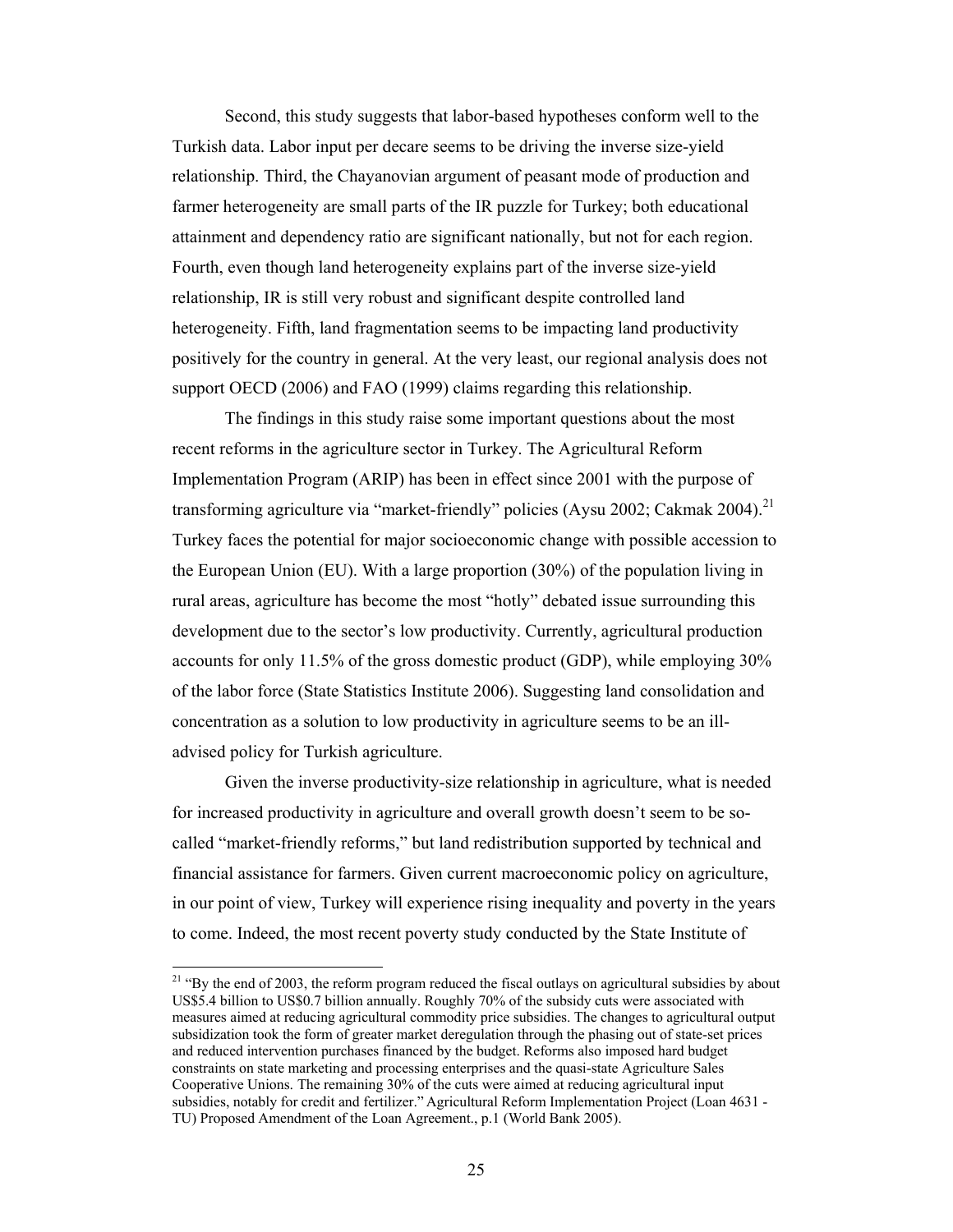Second, this study suggests that labor-based hypotheses conform well to the Turkish data. Labor input per decare seems to be driving the inverse size-yield relationship. Third, the Chayanovian argument of peasant mode of production and farmer heterogeneity are small parts of the IR puzzle for Turkey; both educational attainment and dependency ratio are significant nationally, but not for each region. Fourth, even though land heterogeneity explains part of the inverse size-yield relationship, IR is still very robust and significant despite controlled land heterogeneity. Fifth, land fragmentation seems to be impacting land productivity positively for the country in general. At the very least, our regional analysis does not support OECD (2006) and FAO (1999) claims regarding this relationship.

The findings in this study raise some important questions about the most recent reforms in the agriculture sector in Turkey. The Agricultural Reform Implementation Program (ARIP) has been in effect since 2001 with the purpose of transforming agriculture via "market-friendly" policies (Aysu 2002; Cakmak 2004).[21] Turkey faces the potential for major socioeconomic change with possible accession to the European Union (EU). With a large proportion (30%) of the population living in rural areas, agriculture has become the most "hotly" debated issue surrounding this development due to the sector's low productivity. Currently, agricultural production accounts for only 11.5% of the gross domestic product (GDP), while employing 30% of the labor force (State Statistics Institute 2006). Suggesting land consolidation and concentration as a solution to low productivity in agriculture seems to be an ill-advised policy for Turkish agriculture.

Given the inverse productivity-size relationship in agriculture, what is needed for increased productivity in agriculture and overall growth doesn't seem to be so-called "market-friendly reforms," but land redistribution supported by technical and financial assistance for farmers. Given current macroeconomic policy on agriculture, in our point of view, Turkey will experience rising inequality and poverty in the years to come. Indeed, the most recent poverty study conducted by the State Institute of

---

[21] "By the end of 2003, the reform program reduced the fiscal outlays on agricultural subsidies by about US$5.4 billion to US$0.7 billion annually. Roughly 70% of the subsidy cuts were associated with measures aimed at reducing agricultural commodity price subsidies. The changes to agricultural output subsidization took the form of greater market deregulation through the phasing out of state-set prices and reduced intervention purchases financed by the budget. Reforms also imposed hard budget constraints on state marketing and processing enterprises and the quasi-state Agriculture Sales Cooperative Unions. The remaining 30% of the cuts were aimed at reducing agricultural input subsidies, notably for credit and fertilizer." Agricultural Reform Implementation Project (Loan 4631 - TU) Proposed Amendment of the Loan Agreement., p.1 (World Bank 2005).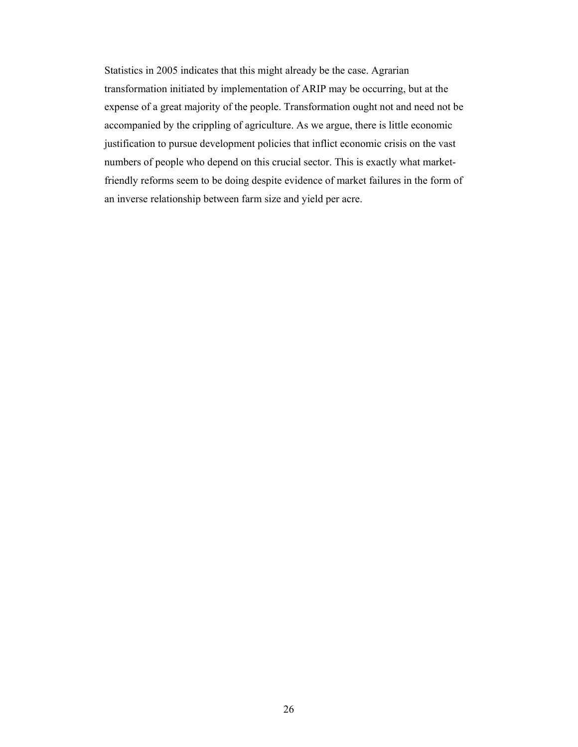Statistics in 2005 indicates that this might already be the case. Agrarian transformation initiated by implementation of ARIP may be occurring, but at the expense of a great majority of the people. Transformation ought not and need not be accompanied by the crippling of agriculture. As we argue, there is little economic justification to pursue development policies that inflict economic crisis on the vast numbers of people who depend on this crucial sector. This is exactly what market-friendly reforms seem to be doing despite evidence of market failures in the form of an inverse relationship between farm size and yield per acre.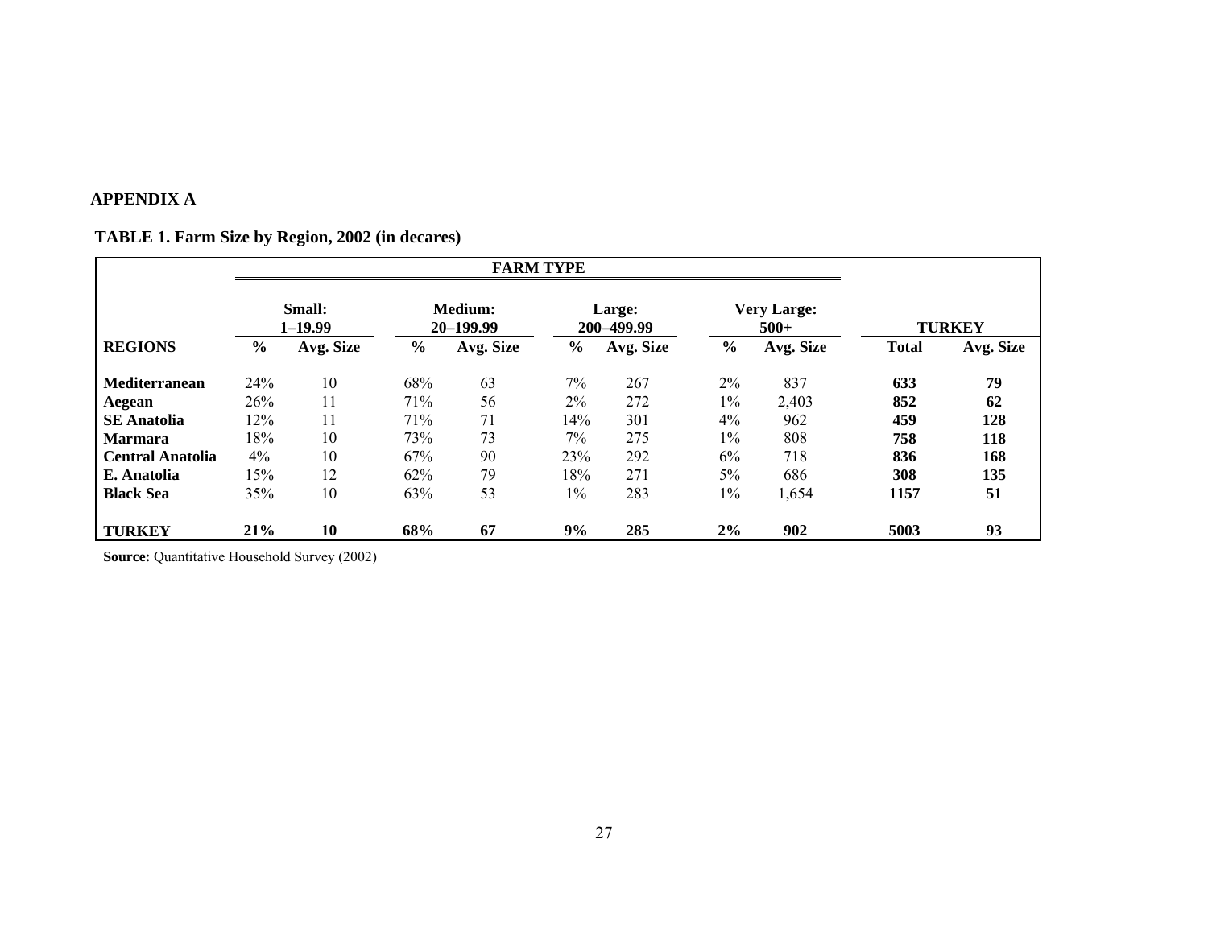## APPENDIX A

**TABLE 1. Farm Size by Region, 2002 (in decares)**

| | FARM TYPE | | | | | | | | | |
|---|---|---|---|---|---|---|---|---|---|---|
| | Small: 1–19.99 | | Medium: 20–199.99 | | Large: 200–499.99 | | Very Large: 500+ | | TURKEY | |
| **REGIONS** | **%** | **Avg. Size** | **%** | **Avg. Size** | **%** | **Avg. Size** | **%** | **Avg. Size** | **Total** | **Avg. Size** |
| **Mediterranean** | 24% | 10 | 68% | 63 | 7% | 267 | 2% | 837 | **633** | **79** |
| **Aegean** | 26% | 11 | 71% | 56 | 2% | 272 | 1% | 2,403 | **852** | **62** |
| **SE Anatolia** | 12% | 11 | 71% | 71 | 14% | 301 | 4% | 962 | **459** | **128** |
| **Marmara** | 18% | 10 | 73% | 73 | 7% | 275 | 1% | 808 | **758** | **118** |
| **Central Anatolia** | 4% | 10 | 67% | 90 | 23% | 292 | 6% | 718 | **836** | **168** |
| **E. Anatolia** | 15% | 12 | 62% | 79 | 18% | 271 | 5% | 686 | **308** | **135** |
| **Black Sea** | 35% | 10 | 63% | 53 | 1% | 283 | 1% | 1,654 | **1157** | **51** |
| **TURKEY** | **21%** | **10** | **68%** | **67** | **9%** | **285** | **2%** | **902** | **5003** | **93** |

**Source:** Quantitative Household Survey (2002)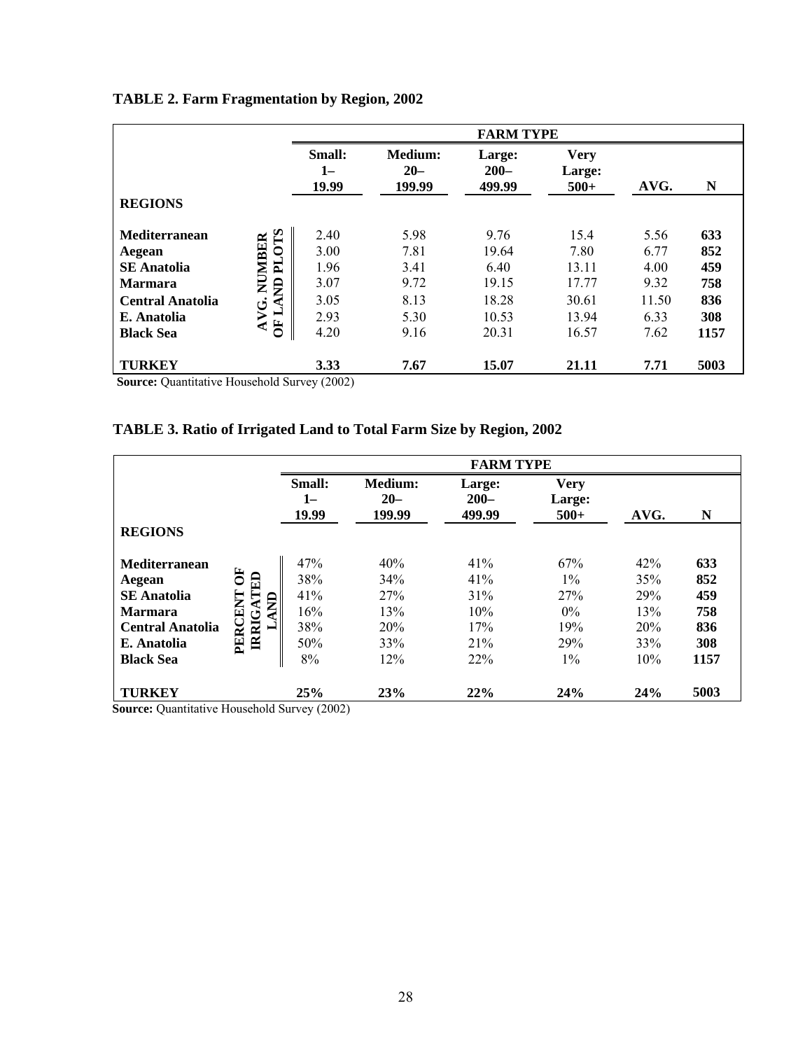**TABLE 2. Farm Fragmentation by Region, 2002**

| REGIONS | | FARM TYPE | | | | | |
|---|---|---|---|---|---|---|---|
| | | Small: 1–19.99 | Medium: 20–199.99 | Large: 200–499.99 | Very Large: 500+ | AVG. | N |
| Mediterranean | AVG. NUMBER OF LAND PLOTS | 2.40 | 5.98 | 9.76 | 15.4 | 5.56 | **633** |
| Aegean | | 3.00 | 7.81 | 19.64 | 7.80 | 6.77 | **852** |
| SE Anatolia | | 1.96 | 3.41 | 6.40 | 13.11 | 4.00 | **459** |
| Marmara | | 3.07 | 9.72 | 19.15 | 17.77 | 9.32 | **758** |
| Central Anatolia | | 3.05 | 8.13 | 18.28 | 30.61 | 11.50 | **836** |
| E. Anatolia | | 2.93 | 5.30 | 10.53 | 13.94 | 6.33 | **308** |
| Black Sea | | 4.20 | 9.16 | 20.31 | 16.57 | 7.62 | **1157** |
| **TURKEY** | | **3.33** | **7.67** | **15.07** | **21.11** | **7.71** | **5003** |

**Source:** Quantitative Household Survey (2002)

**TABLE 3. Ratio of Irrigated Land to Total Farm Size by Region, 2002**

| REGIONS | | FARM TYPE | | | | | |
|---|---|---|---|---|---|---|---|
| | | Small: 1–19.99 | Medium: 20–199.99 | Large: 200–499.99 | Very Large: 500+ | AVG. | N |
| Mediterranean | PERCENT OF IRRIGATED LAND | 47% | 40% | 41% | 67% | 42% | **633** |
| Aegean | | 38% | 34% | 41% | 1% | 35% | **852** |
| SE Anatolia | | 41% | 27% | 31% | 27% | 29% | **459** |
| Marmara | | 16% | 13% | 10% | 0% | 13% | **758** |
| Central Anatolia | | 38% | 20% | 17% | 19% | 20% | **836** |
| E. Anatolia | | 50% | 33% | 21% | 29% | 33% | **308** |
| Black Sea | | 8% | 12% | 22% | 1% | 10% | **1157** |
| **TURKEY** | | **25%** | **23%** | **22%** | **24%** | **24%** | **5003** |

**Source:** Quantitative Household Survey (2002)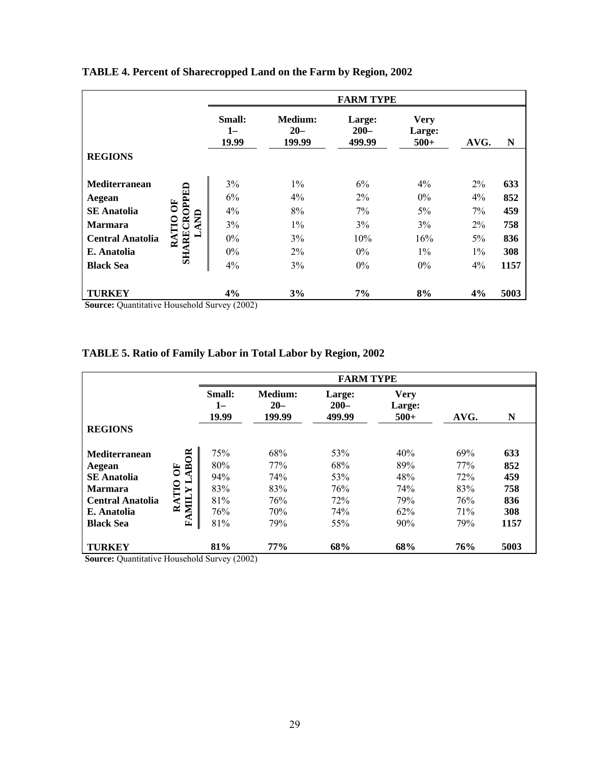**TABLE 4. Percent of Sharecropped Land on the Farm by Region, 2002**

| REGIONS | | FARM TYPE | | | | | |
|---|---|---|---|---|---|---|---|
| | | Small: 1– 19.99 | Medium: 20– 199.99 | Large: 200– 499.99 | Very Large: 500+ | AVG. | N |
| **Mediterranean** | RATIO OF SHARECROPPED LAND | 3% | 1% | 6% | 4% | 2% | **633** |
| **Aegean** | | 6% | 4% | 2% | 0% | 4% | **852** |
| **SE Anatolia** | | 4% | 8% | 7% | 5% | 7% | **459** |
| **Marmara** | | 3% | 1% | 3% | 3% | 2% | **758** |
| **Central Anatolia** | | 0% | 3% | 10% | 16% | 5% | **836** |
| **E. Anatolia** | | 0% | 2% | 0% | 1% | 1% | **308** |
| **Black Sea** | | 4% | 3% | 0% | 0% | 4% | **1157** |
| **TURKEY** | | **4%** | **3%** | **7%** | **8%** | **4%** | **5003** |

**Source:** Quantitative Household Survey (2002)

**TABLE 5. Ratio of Family Labor in Total Labor by Region, 2002**

| REGIONS | | FARM TYPE | | | | | |
|---|---|---|---|---|---|---|---|
| | | Small: 1– 19.99 | Medium: 20– 199.99 | Large: 200– 499.99 | Very Large: 500+ | AVG. | N |
| **Mediterranean** | RATIO OF FAMILY LABOR | 75% | 68% | 53% | 40% | 69% | **633** |
| **Aegean** | | 80% | 77% | 68% | 89% | 77% | **852** |
| **SE Anatolia** | | 94% | 74% | 53% | 48% | 72% | **459** |
| **Marmara** | | 83% | 83% | 76% | 74% | 83% | **758** |
| **Central Anatolia** | | 81% | 76% | 72% | 79% | 76% | **836** |
| **E. Anatolia** | | 76% | 70% | 74% | 62% | 71% | **308** |
| **Black Sea** | | 81% | 79% | 55% | 90% | 79% | **1157** |
| **TURKEY** | | **81%** | **77%** | **68%** | **68%** | **76%** | **5003** |

**Source:** Quantitative Household Survey (2002)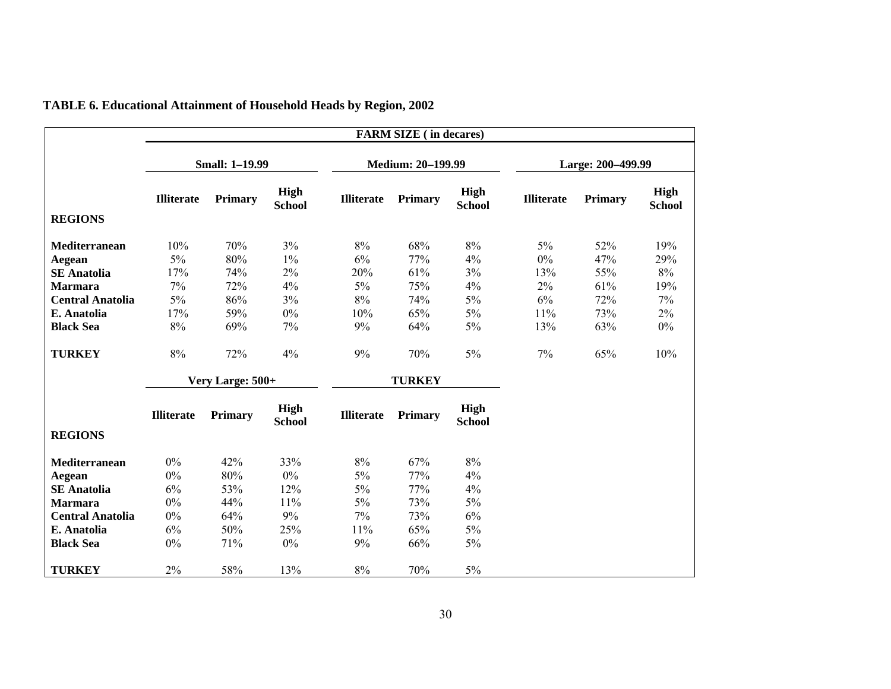**TABLE 6. Educational Attainment of Household Heads by Region, 2002**

| | FARM SIZE ( in decares) | | | | | | | | |
|---|---|---|---|---|---|---|---|---|---|
| | Small: 1–19.99 | | | Medium: 20–199.99 | | | Large: 200–499.99 | | |
| **REGIONS** | **Illiterate** | **Primary** | **High School** | **Illiterate** | **Primary** | **High School** | **Illiterate** | **Primary** | **High School** |
| **Mediterranean** | 10% | 70% | 3% | 8% | 68% | 8% | 5% | 52% | 19% |
| **Aegean** | 5% | 80% | 1% | 6% | 77% | 4% | 0% | 47% | 29% |
| **SE Anatolia** | 17% | 74% | 2% | 20% | 61% | 3% | 13% | 55% | 8% |
| **Marmara** | 7% | 72% | 4% | 5% | 75% | 4% | 2% | 61% | 19% |
| **Central Anatolia** | 5% | 86% | 3% | 8% | 74% | 5% | 6% | 72% | 7% |
| **E. Anatolia** | 17% | 59% | 0% | 10% | 65% | 5% | 11% | 73% | 2% |
| **Black Sea** | 8% | 69% | 7% | 9% | 64% | 5% | 13% | 63% | 0% |
| **TURKEY** | 8% | 72% | 4% | 9% | 70% | 5% | 7% | 65% | 10% |

| | Very Large: 500+ | | | TURKEY | | |
|---|---|---|---|---|---|---|
| **REGIONS** | **Illiterate** | **Primary** | **High School** | **Illiterate** | **Primary** | **High School** |
| **Mediterranean** | 0% | 42% | 33% | 8% | 67% | 8% |
| **Aegean** | 0% | 80% | 0% | 5% | 77% | 4% |
| **SE Anatolia** | 6% | 53% | 12% | 5% | 77% | 4% |
| **Marmara** | 0% | 44% | 11% | 5% | 73% | 5% |
| **Central Anatolia** | 0% | 64% | 9% | 7% | 73% | 6% |
| **E. Anatolia** | 6% | 50% | 25% | 11% | 65% | 5% |
| **Black Sea** | 0% | 71% | 0% | 9% | 66% | 5% |
| **TURKEY** | 2% | 58% | 13% | 8% | 70% | 5% |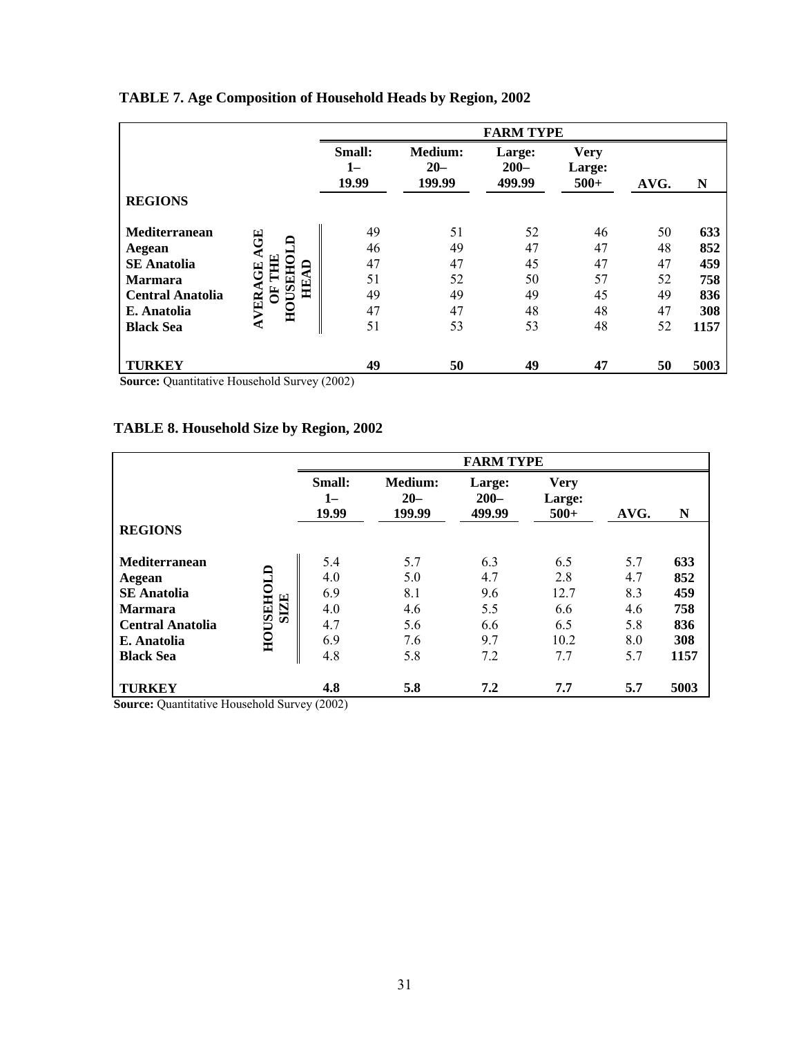**TABLE 7. Age Composition of Household Heads by Region, 2002**

| REGIONS | | FARM TYPE | | | | | |
|---|---|---|---|---|---|---|---|
| | | Small: 1–19.99 | Medium: 20–199.99 | Large: 200–499.99 | Very Large: 500+ | AVG. | N |
| **Mediterranean** | AVERAGE AGE OF THE HOUSEHOLD HEAD | 49 | 51 | 52 | 46 | 50 | **633** |
| **Aegean** | | 46 | 49 | 47 | 47 | 48 | **852** |
| **SE Anatolia** | | 47 | 47 | 45 | 47 | 47 | **459** |
| **Marmara** | | 51 | 52 | 50 | 57 | 52 | **758** |
| **Central Anatolia** | | 49 | 49 | 49 | 45 | 49 | **836** |
| **E. Anatolia** | | 47 | 47 | 48 | 48 | 47 | **308** |
| **Black Sea** | | 51 | 53 | 53 | 48 | 52 | **1157** |
| **TURKEY** | | **49** | **50** | **49** | **47** | **50** | **5003** |

**Source:** Quantitative Household Survey (2002)

**TABLE 8. Household Size by Region, 2002**

| REGIONS | | FARM TYPE | | | | | |
|---|---|---|---|---|---|---|---|
| | | Small: 1–19.99 | Medium: 20–199.99 | Large: 200–499.99 | Very Large: 500+ | AVG. | N |
| **Mediterranean** | HOUSEHOLD SIZE | 5.4 | 5.7 | 6.3 | 6.5 | 5.7 | **633** |
| **Aegean** | | 4.0 | 5.0 | 4.7 | 2.8 | 4.7 | **852** |
| **SE Anatolia** | | 6.9 | 8.1 | 9.6 | 12.7 | 8.3 | **459** |
| **Marmara** | | 4.0 | 4.6 | 5.5 | 6.6 | 4.6 | **758** |
| **Central Anatolia** | | 4.7 | 5.6 | 6.6 | 6.5 | 5.8 | **836** |
| **E. Anatolia** | | 6.9 | 7.6 | 9.7 | 10.2 | 8.0 | **308** |
| **Black Sea** | | 4.8 | 5.8 | 7.2 | 7.7 | 5.7 | **1157** |
| **TURKEY** | | **4.8** | **5.8** | **7.2** | **7.7** | **5.7** | **5003** |

**Source:** Quantitative Household Survey (2002)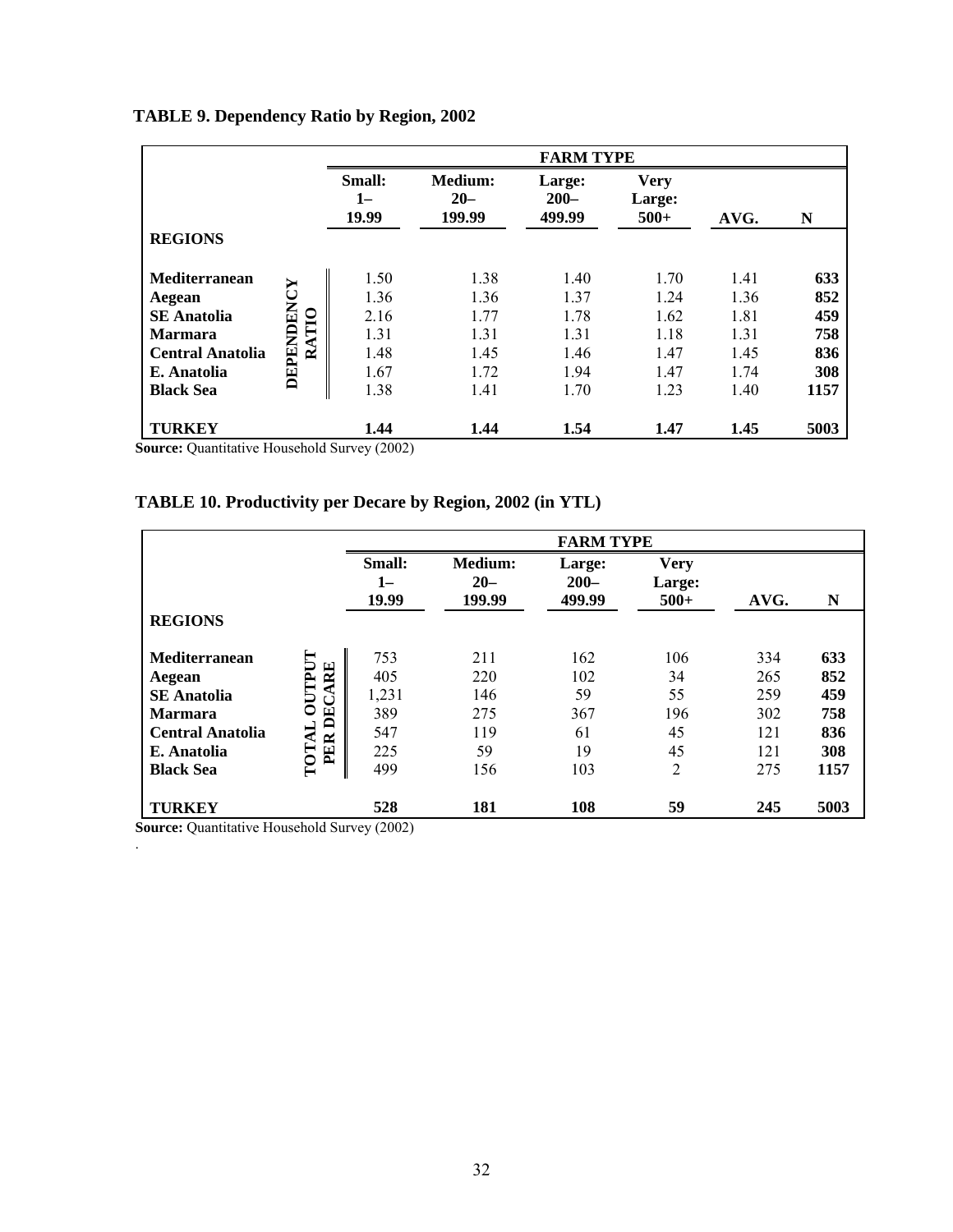**TABLE 9. Dependency Ratio by Region, 2002**

| REGIONS | | FARM TYPE | | | | | |
|---|---|---|---|---|---|---|---|
| | | Small: 1–19.99 | Medium: 20–199.99 | Large: 200–499.99 | Very Large: 500+ | AVG. | N |
| **Mediterranean** | DEPENDENCY RATIO | 1.50 | 1.38 | 1.40 | 1.70 | 1.41 | **633** |
| **Aegean** | | 1.36 | 1.36 | 1.37 | 1.24 | 1.36 | **852** |
| **SE Anatolia** | | 2.16 | 1.77 | 1.78 | 1.62 | 1.81 | **459** |
| **Marmara** | | 1.31 | 1.31 | 1.31 | 1.18 | 1.31 | **758** |
| **Central Anatolia** | | 1.48 | 1.45 | 1.46 | 1.47 | 1.45 | **836** |
| **E. Anatolia** | | 1.67 | 1.72 | 1.94 | 1.47 | 1.74 | **308** |
| **Black Sea** | | 1.38 | 1.41 | 1.70 | 1.23 | 1.40 | **1157** |
| **TURKEY** | | **1.44** | **1.44** | **1.54** | **1.47** | **1.45** | **5003** |

**Source:** Quantitative Household Survey (2002)

**TABLE 10. Productivity per Decare by Region, 2002 (in YTL)**

| REGIONS | | FARM TYPE | | | | | |
|---|---|---|---|---|---|---|---|
| | | Small: 1–19.99 | Medium: 20–199.99 | Large: 200–499.99 | Very Large: 500+ | AVG. | N |
| **Mediterranean** | TOTAL OUTPUT PER DECARE | 753 | 211 | 162 | 106 | 334 | **633** |
| **Aegean** | | 405 | 220 | 102 | 34 | 265 | **852** |
| **SE Anatolia** | | 1,231 | 146 | 59 | 55 | 259 | **459** |
| **Marmara** | | 389 | 275 | 367 | 196 | 302 | **758** |
| **Central Anatolia** | | 547 | 119 | 61 | 45 | 121 | **836** |
| **E. Anatolia** | | 225 | 59 | 19 | 45 | 121 | **308** |
| **Black Sea** | | 499 | 156 | 103 | 2 | 275 | **1157** |
| **TURKEY** | | **528** | **181** | **108** | **59** | **245** | **5003** |

**Source:** Quantitative Household Survey (2002)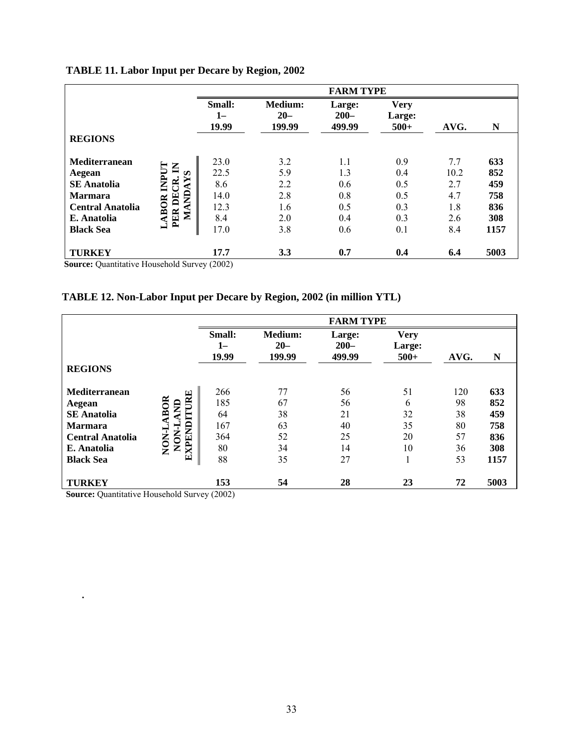**TABLE 11. Labor Input per Decare by Region, 2002**

| REGIONS | | FARM TYPE | | | | | |
|---|---|---|---|---|---|---|---|
| | | Small: 1–19.99 | Medium: 20–199.99 | Large: 200–499.99 | Very Large: 500+ | AVG. | N |
| Mediterranean | LABOR INPUT PER DECR. IN MANDAYS | 23.0 | 3.2 | 1.1 | 0.9 | 7.7 | **633** |
| Aegean | | 22.5 | 5.9 | 1.3 | 0.4 | 10.2 | **852** |
| SE Anatolia | | 8.6 | 2.2 | 0.6 | 0.5 | 2.7 | **459** |
| Marmara | | 14.0 | 2.8 | 0.8 | 0.5 | 4.7 | **758** |
| Central Anatolia | | 12.3 | 1.6 | 0.5 | 0.3 | 1.8 | **836** |
| E. Anatolia | | 8.4 | 2.0 | 0.4 | 0.3 | 2.6 | **308** |
| Black Sea | | 17.0 | 3.8 | 0.6 | 0.1 | 8.4 | **1157** |
| **TURKEY** | | **17.7** | **3.3** | **0.7** | **0.4** | **6.4** | **5003** |

**Source:** Quantitative Household Survey (2002)

**TABLE 12. Non-Labor Input per Decare by Region, 2002 (in million YTL)**

| REGIONS | | FARM TYPE | | | | | |
|---|---|---|---|---|---|---|---|
| | | Small: 1–19.99 | Medium: 20–199.99 | Large: 200–499.99 | Very Large: 500+ | AVG. | N |
| Mediterranean | NON-LABOR NON-LAND EXPENDITURE | 266 | 77 | 56 | 51 | 120 | **633** |
| Aegean | | 185 | 67 | 56 | 6 | 98 | **852** |
| SE Anatolia | | 64 | 38 | 21 | 32 | 38 | **459** |
| Marmara | | 167 | 63 | 40 | 35 | 80 | **758** |
| Central Anatolia | | 364 | 52 | 25 | 20 | 57 | **836** |
| E. Anatolia | | 80 | 34 | 14 | 10 | 36 | **308** |
| Black Sea | | 88 | 35 | 27 | 1 | 53 | **1157** |
| **TURKEY** | | **153** | **54** | **28** | **23** | **72** | **5003** |

**Source:** Quantitative Household Survey (2002)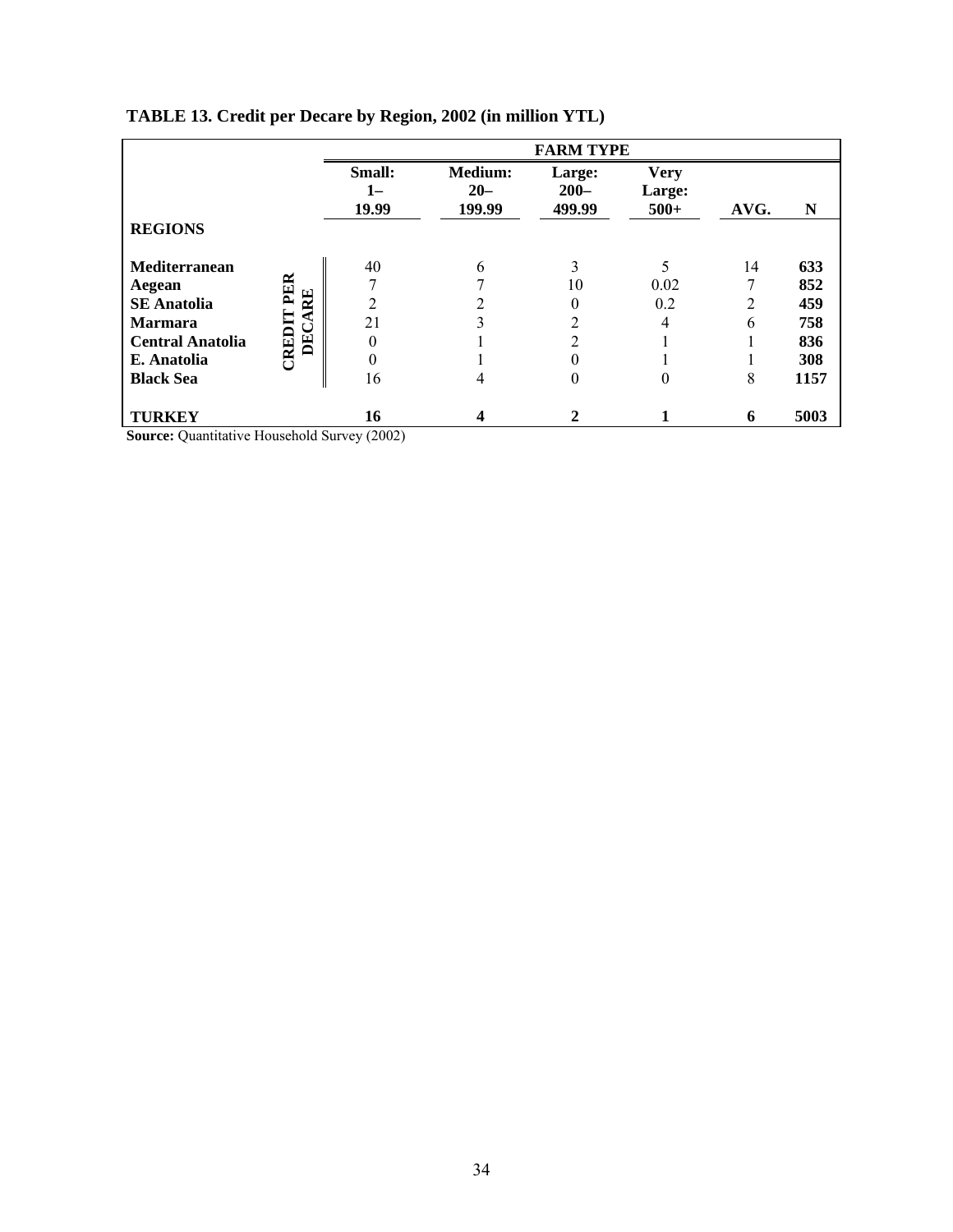**TABLE 13. Credit per Decare by Region, 2002 (in million YTL)**

| REGIONS | | FARM TYPE | | | | | |
|---|---|---|---|---|---|---|---|
| | | Small: 1– 19.99 | Medium: 20– 199.99 | Large: 200– 499.99 | Very Large: 500+ | AVG. | N |
| **Mediterranean** | CREDIT PER DECARE | 40 | 6 | 3 | 5 | 14 | **633** |
| **Aegean** | | 7 | 7 | 10 | 0.02 | 7 | **852** |
| **SE Anatolia** | | 2 | 2 | 0 | 0.2 | 2 | **459** |
| **Marmara** | | 21 | 3 | 2 | 4 | 6 | **758** |
| **Central Anatolia** | | 0 | 1 | 2 | 1 | 1 | **836** |
| **E. Anatolia** | | 0 | 1 | 0 | 1 | 1 | **308** |
| **Black Sea** | | 16 | 4 | 0 | 0 | 8 | **1157** |
| **TURKEY** | | **16** | **4** | **2** | **1** | **6** | **5003** |

**Source:** Quantitative Household Survey (2002)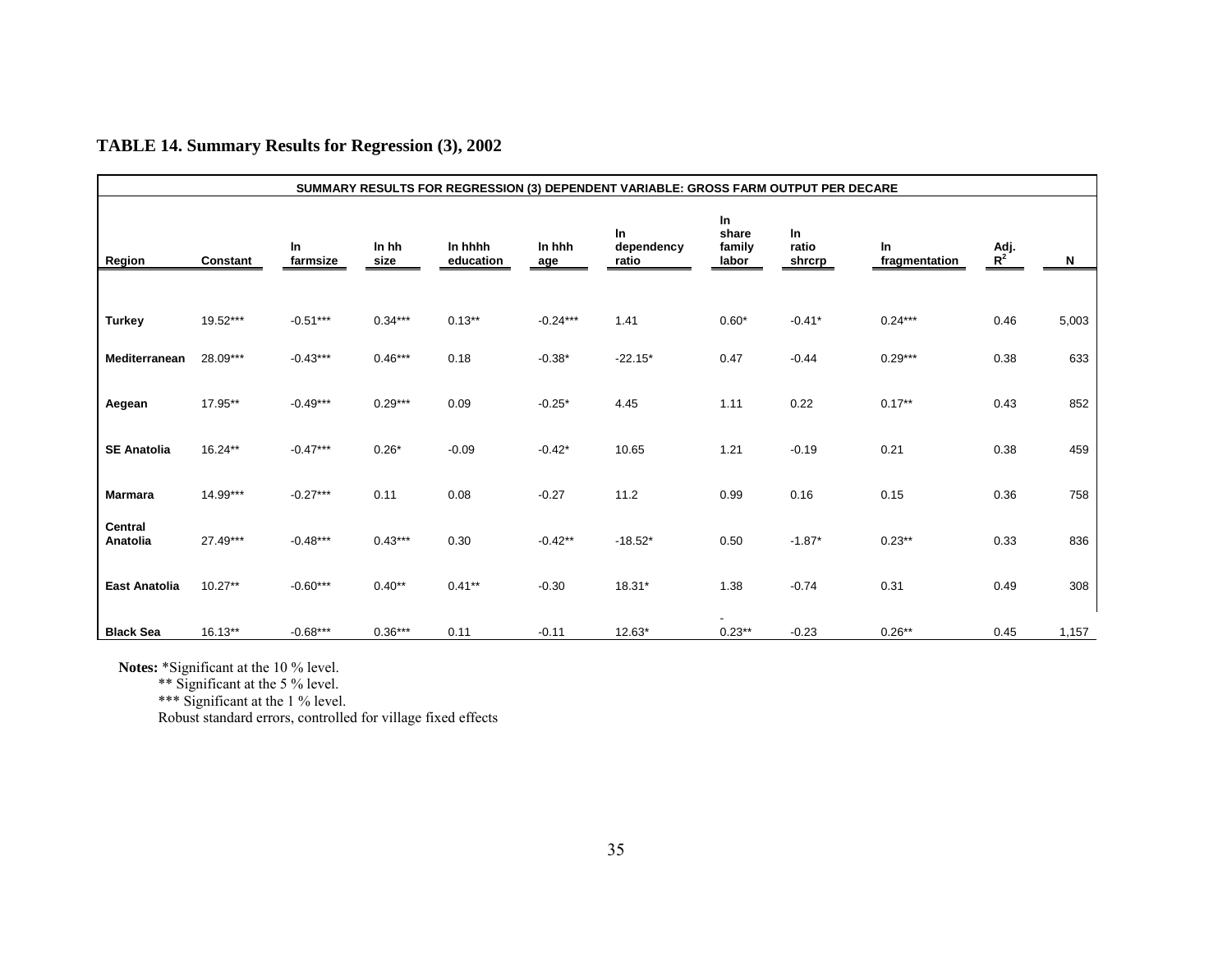## TABLE 14. Summary Results for Regression (3), 2002

| SUMMARY RESULTS FOR REGRESSION (3) DEPENDENT VARIABLE: GROSS FARM OUTPUT PER DECARE | | | | | | | | | | | |
|---|---|---|---|---|---|---|---|---|---|---|---|
| Region | Constant | ln farmsize | ln hh size | ln hhhh education | ln hhh age | ln dependency ratio | ln share family labor | ln ratio shrcrp | ln fragmentation | Adj. $R^2$ | N |
| Turkey | 19.52*** | -0.51*** | 0.34*** | 0.13** | -0.24*** | 1.41 | 0.60* | -0.41* | 0.24*** | 0.46 | 5,003 |
| Mediterranean | 28.09*** | -0.43*** | 0.46*** | 0.18 | -0.38* | -22.15* | 0.47 | -0.44 | 0.29*** | 0.38 | 633 |
| Aegean | 17.95** | -0.49*** | 0.29*** | 0.09 | -0.25* | 4.45 | 1.11 | 0.22 | 0.17** | 0.43 | 852 |
| SE Anatolia | 16.24** | -0.47*** | 0.26* | -0.09 | -0.42* | 10.65 | 1.21 | -0.19 | 0.21 | 0.38 | 459 |
| Marmara | 14.99*** | -0.27*** | 0.11 | 0.08 | -0.27 | 11.2 | 0.99 | 0.16 | 0.15 | 0.36 | 758 |
| Central Anatolia | 27.49*** | -0.48*** | 0.43*** | 0.30 | -0.42** | -18.52* | 0.50 | -1.87* | 0.23** | 0.33 | 836 |
| East Anatolia | 10.27** | -0.60*** | 0.40** | 0.41** | -0.30 | 18.31* | 1.38 | -0.74 | 0.31 | 0.49 | 308 |
| Black Sea | 16.13** | -0.68*** | 0.36*** | 0.11 | -0.11 | 12.63* | -0.23** | -0.23 | 0.26** | 0.45 | 1,157 |

**Notes:** *Significant at the 10 % level.
** Significant at the 5 % level.
*** Significant at the 1 % level.
Robust standard errors, controlled for village fixed effects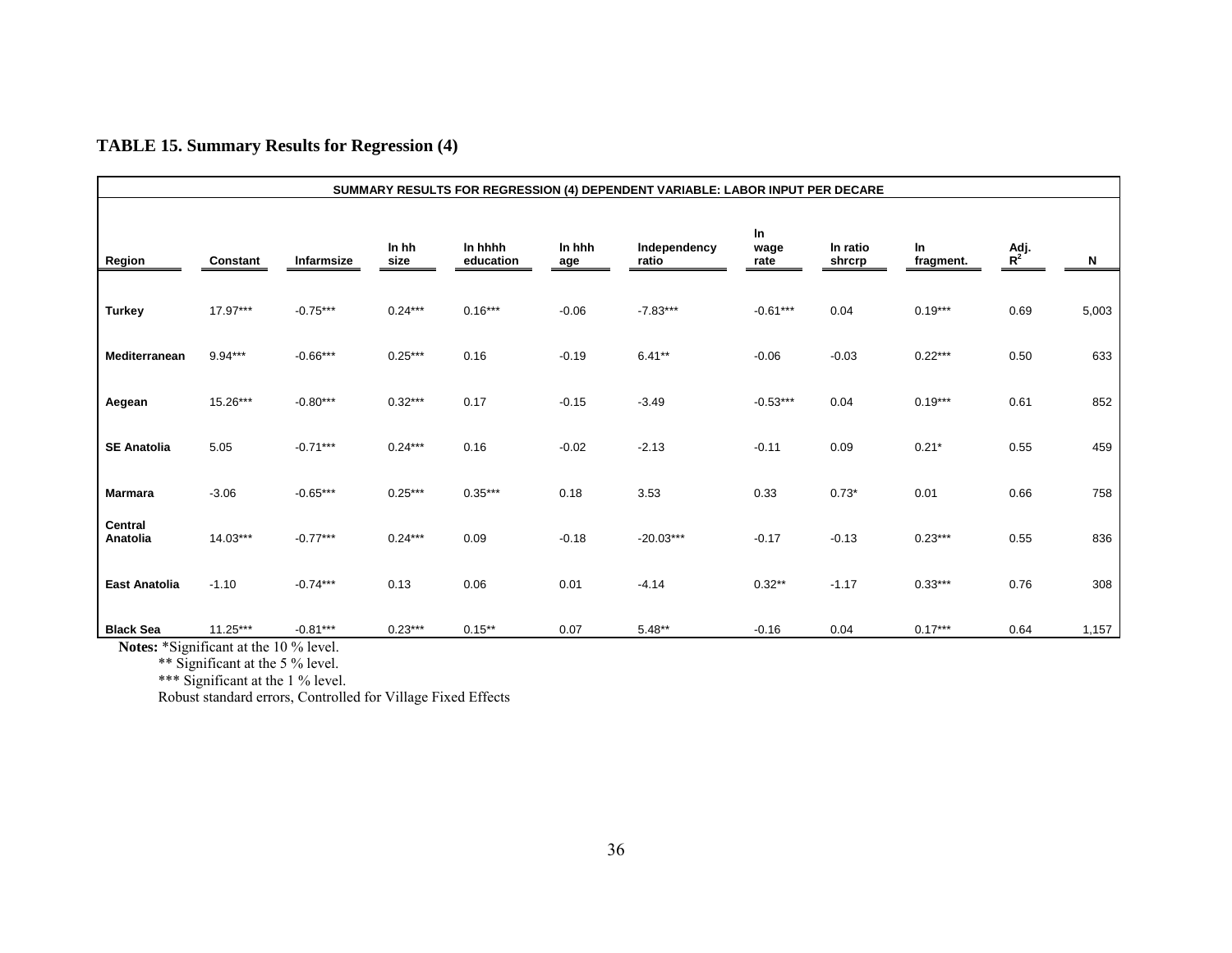**TABLE 15. Summary Results for Regression (4)**

| SUMMARY RESULTS FOR REGRESSION (4) DEPENDENT VARIABLE: LABOR INPUT PER DECARE | | | | | | | | | | | |
|---|---|---|---|---|---|---|---|---|---|---|---|
| **Region** | **Constant** | **lnfarmsize** | **ln hh size** | **ln hhhh education** | **ln hhh age** | **Independency ratio** | **ln wage rate** | **ln ratio shrcrp** | **ln fragment.** | **Adj. $R^2$** | **N** |
| **Turkey** | 17.97*** | -0.75*** | 0.24*** | 0.16*** | -0.06 | -7.83*** | -0.61*** | 0.04 | 0.19*** | 0.69 | 5,003 |
| **Mediterranean** | 9.94*** | -0.66*** | 0.25*** | 0.16 | -0.19 | 6.41** | -0.06 | -0.03 | 0.22*** | 0.50 | 633 |
| **Aegean** | 15.26*** | -0.80*** | 0.32*** | 0.17 | -0.15 | -3.49 | -0.53*** | 0.04 | 0.19*** | 0.61 | 852 |
| **SE Anatolia** | 5.05 | -0.71*** | 0.24*** | 0.16 | -0.02 | -2.13 | -0.11 | 0.09 | 0.21* | 0.55 | 459 |
| **Marmara** | -3.06 | -0.65*** | 0.25*** | 0.35*** | 0.18 | 3.53 | 0.33 | 0.73* | 0.01 | 0.66 | 758 |
| **Central Anatolia** | 14.03*** | -0.77*** | 0.24*** | 0.09 | -0.18 | -20.03*** | -0.17 | -0.13 | 0.23*** | 0.55 | 836 |
| **East Anatolia** | -1.10 | -0.74*** | 0.13 | 0.06 | 0.01 | -4.14 | 0.32** | -1.17 | 0.33*** | 0.76 | 308 |
| **Black Sea** | 11.25*** | -0.81*** | 0.23*** | 0.15** | 0.07 | 5.48** | -0.16 | 0.04 | 0.17*** | 0.64 | 1,157 |

**Notes:** *Significant at the 10 % level.
** Significant at the 5 % level.
*** Significant at the 1 % level.
Robust standard errors, Controlled for Village Fixed Effects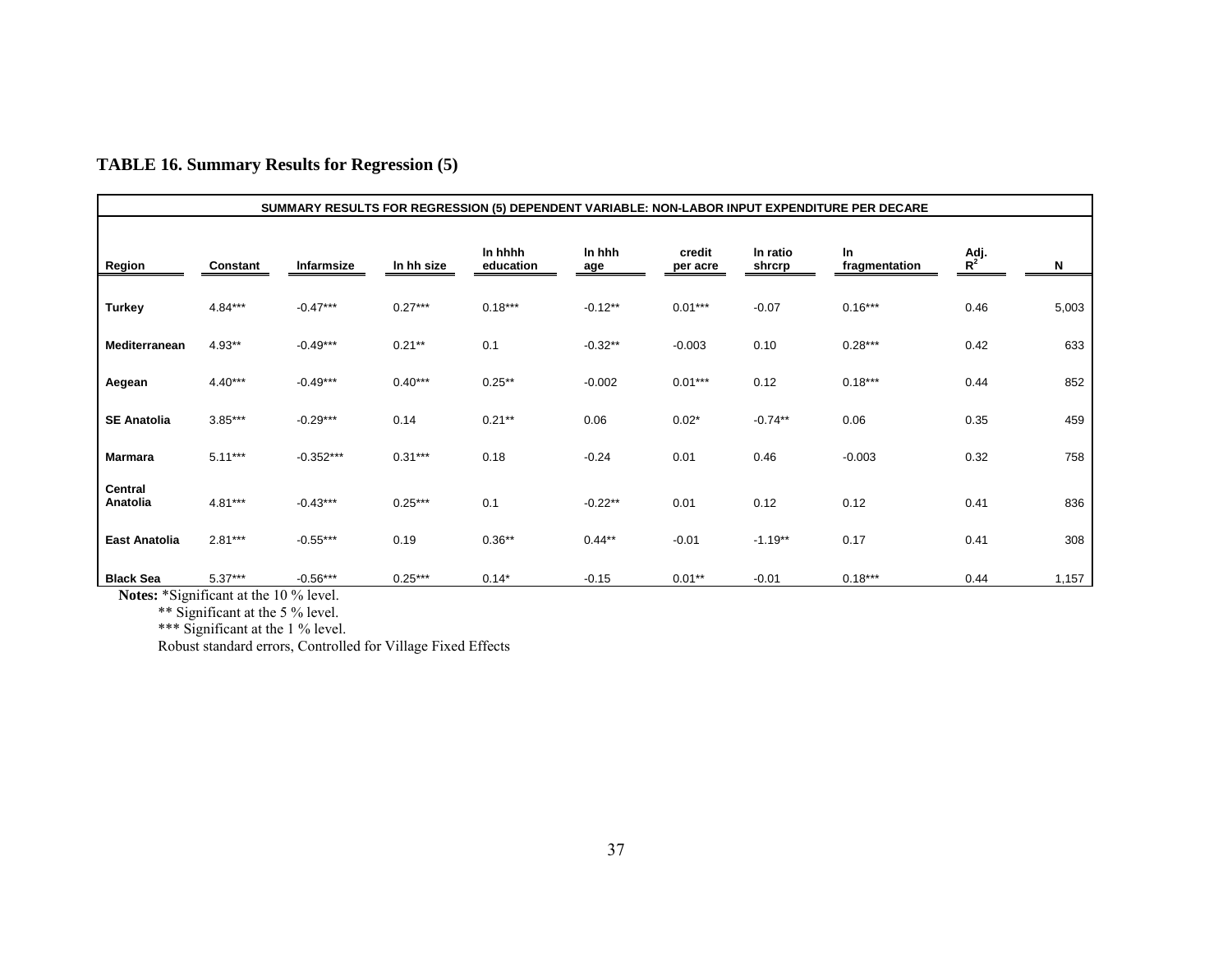**TABLE 16. Summary Results for Regression (5)**

| SUMMARY RESULTS FOR REGRESSION (5) DEPENDENT VARIABLE: NON-LABOR INPUT EXPENDITURE PER DECARE | | | | | | | | | | |
|---|---|---|---|---|---|---|---|---|---|---|
| Region | Constant | lnfarmsize | ln hh size | ln hhhh education | ln hhh age | credit per acre | ln ratio shrcrp | ln fragmentation | Adj. $R^2$ | N |
| **Turkey** | 4.84*** | -0.47*** | 0.27*** | 0.18*** | -0.12** | 0.01*** | -0.07 | 0.16*** | 0.46 | 5,003 |
| **Mediterranean** | 4.93** | -0.49*** | 0.21** | 0.1 | -0.32** | -0.003 | 0.10 | 0.28*** | 0.42 | 633 |
| **Aegean** | 4.40*** | -0.49*** | 0.40*** | 0.25** | -0.002 | 0.01*** | 0.12 | 0.18*** | 0.44 | 852 |
| **SE Anatolia** | 3.85*** | -0.29*** | 0.14 | 0.21** | 0.06 | 0.02* | -0.74** | 0.06 | 0.35 | 459 |
| **Marmara** | 5.11*** | -0.352*** | 0.31*** | 0.18 | -0.24 | 0.01 | 0.46 | -0.003 | 0.32 | 758 |
| **Central Anatolia** | 4.81*** | -0.43*** | 0.25*** | 0.1 | -0.22** | 0.01 | 0.12 | 0.12 | 0.41 | 836 |
| **East Anatolia** | 2.81*** | -0.55*** | 0.19 | 0.36** | 0.44** | -0.01 | -1.19** | 0.17 | 0.41 | 308 |
| **Black Sea** | 5.37*** | -0.56*** | 0.25*** | 0.14* | -0.15 | 0.01** | -0.01 | 0.18*** | 0.44 | 1,157 |

**Notes:** *Significant at the 10 % level.

** Significant at the 5 % level.

*** Significant at the 1 % level.

Robust standard errors, Controlled for Village Fixed Effects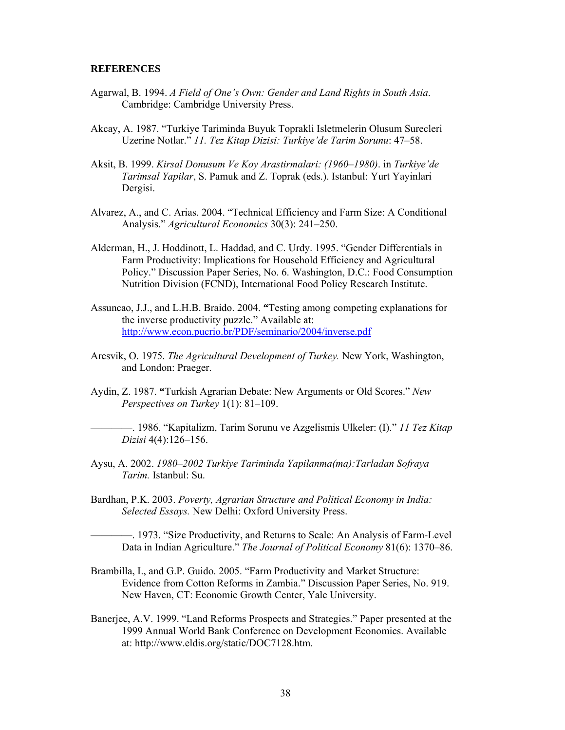**REFERENCES**

Agarwal, B. 1994. *A Field of One's Own: Gender and Land Rights in South Asia*. Cambridge: Cambridge University Press.

Akcay, A. 1987. "Turkiye Tariminda Buyuk Toprakli Isletmelerin Olusum Surecleri Uzerine Notlar." *11. Tez Kitap Dizisi: Turkiye'de Tarim Sorunu*: 47–58.

Aksit, B. 1999. *Kirsal Donusum Ve Koy Arastirmalari: (1960–1980)*. in *Turkiye'de Tarimsal Yapilar*, S. Pamuk and Z. Toprak (eds.). Istanbul: Yurt Yayinlari Dergisi.

Alvarez, A., and C. Arias. 2004. "Technical Efficiency and Farm Size: A Conditional Analysis." *Agricultural Economics* 30(3): 241–250.

Alderman, H., J. Hoddinott, L. Haddad, and C. Urdy. 1995. "Gender Differentials in Farm Productivity: Implications for Household Efficiency and Agricultural Policy." Discussion Paper Series, No. 6. Washington, D.C.: Food Consumption Nutrition Division (FCND), International Food Policy Research Institute.

Assuncao, J.J., and L.H.B. Braido. 2004. **"**Testing among competing explanations for the inverse productivity puzzle." Available at: http://www.econ.pucrio.br/PDF/seminario/2004/inverse.pdf

Aresvik, O. 1975. *The Agricultural Development of Turkey.* New York, Washington, and London: Praeger.

Aydin, Z. 1987. **"**Turkish Agrarian Debate: New Arguments or Old Scores." *New Perspectives on Turkey* 1(1): 81–109.

————. 1986. "Kapitalizm, Tarim Sorunu ve Azgelismis Ulkeler: (I)." *11 Tez Kitap Dizisi* 4(4):126–156.

Aysu, A. 2002. *1980–2002 Turkiye Tariminda Yapilanma(ma):Tarladan Sofraya Tarim.* Istanbul: Su.

Bardhan, P.K. 2003. *Poverty, Agrarian Structure and Political Economy in India: Selected Essays.* New Delhi: Oxford University Press.

————. 1973. "Size Productivity, and Returns to Scale: An Analysis of Farm-Level Data in Indian Agriculture." *The Journal of Political Economy* 81(6): 1370–86.

Brambilla, I., and G.P. Guido. 2005. "Farm Productivity and Market Structure: Evidence from Cotton Reforms in Zambia." Discussion Paper Series, No. 919. New Haven, CT: Economic Growth Center, Yale University.

Banerjee, A.V. 1999. "Land Reforms Prospects and Strategies." Paper presented at the 1999 Annual World Bank Conference on Development Economics. Available at: http://www.eldis.org/static/DOC7128.htm.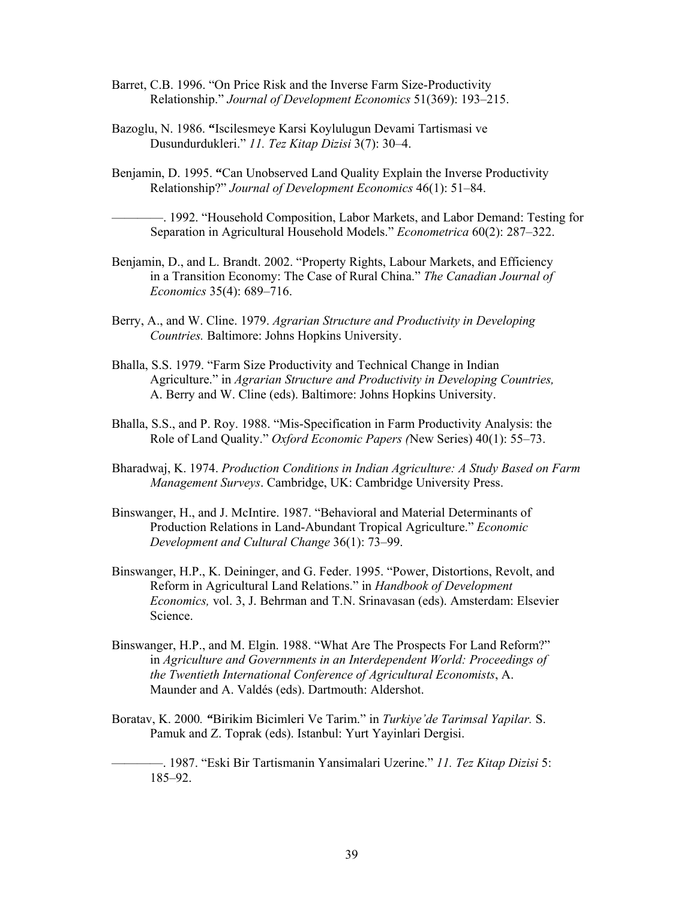Barret, C.B. 1996. "On Price Risk and the Inverse Farm Size-Productivity Relationship." *Journal of Development Economics* 51(369): 193–215.

Bazoglu, N. 1986. **"**Iscilesmeye Karsi Koylulugun Devami Tartismasi ve Dusundurdukleri." *11. Tez Kitap Dizisi* 3(7): 30–4.

Benjamin, D. 1995. **"**Can Unobserved Land Quality Explain the Inverse Productivity Relationship?" *Journal of Development Economics* 46(1): 51–84.

————. 1992. "Household Composition, Labor Markets, and Labor Demand: Testing for Separation in Agricultural Household Models." *Econometrica* 60(2): 287–322.

Benjamin, D., and L. Brandt. 2002. "Property Rights, Labour Markets, and Efficiency in a Transition Economy: The Case of Rural China." *The Canadian Journal of Economics* 35(4): 689–716.

Berry, A., and W. Cline. 1979. *Agrarian Structure and Productivity in Developing Countries.* Baltimore: Johns Hopkins University.

Bhalla, S.S. 1979. "Farm Size Productivity and Technical Change in Indian Agriculture." in *Agrarian Structure and Productivity in Developing Countries,* A. Berry and W. Cline (eds). Baltimore: Johns Hopkins University.

Bhalla, S.S., and P. Roy. 1988. "Mis-Specification in Farm Productivity Analysis: the Role of Land Quality." *Oxford Economic Papers (*New Series) 40(1): 55–73.

Bharadwaj, K. 1974. *Production Conditions in Indian Agriculture: A Study Based on Farm Management Surveys*. Cambridge, UK: Cambridge University Press.

Binswanger, H., and J. McIntire. 1987. "Behavioral and Material Determinants of Production Relations in Land-Abundant Tropical Agriculture." *Economic Development and Cultural Change* 36(1): 73–99.

Binswanger, H.P., K. Deininger, and G. Feder. 1995. "Power, Distortions, Revolt, and Reform in Agricultural Land Relations." in *Handbook of Development Economics,* vol. 3, J. Behrman and T.N. Srinavasan (eds). Amsterdam: Elsevier Science.

Binswanger, H.P., and M. Elgin. 1988. "What Are The Prospects For Land Reform?" in *Agriculture and Governments in an Interdependent World: Proceedings of the Twentieth International Conference of Agricultural Economists*, A. Maunder and A. Valdés (eds). Dartmouth: Aldershot.

Boratav, K. 2000*.* **"**Birikim Bicimleri Ve Tarim." in *Turkiye'de Tarimsal Yapilar.* S. Pamuk and Z. Toprak (eds). Istanbul: Yurt Yayinlari Dergisi.

————. 1987. "Eski Bir Tartismanin Yansimalari Uzerine." *11. Tez Kitap Dizisi* 5: 185–92.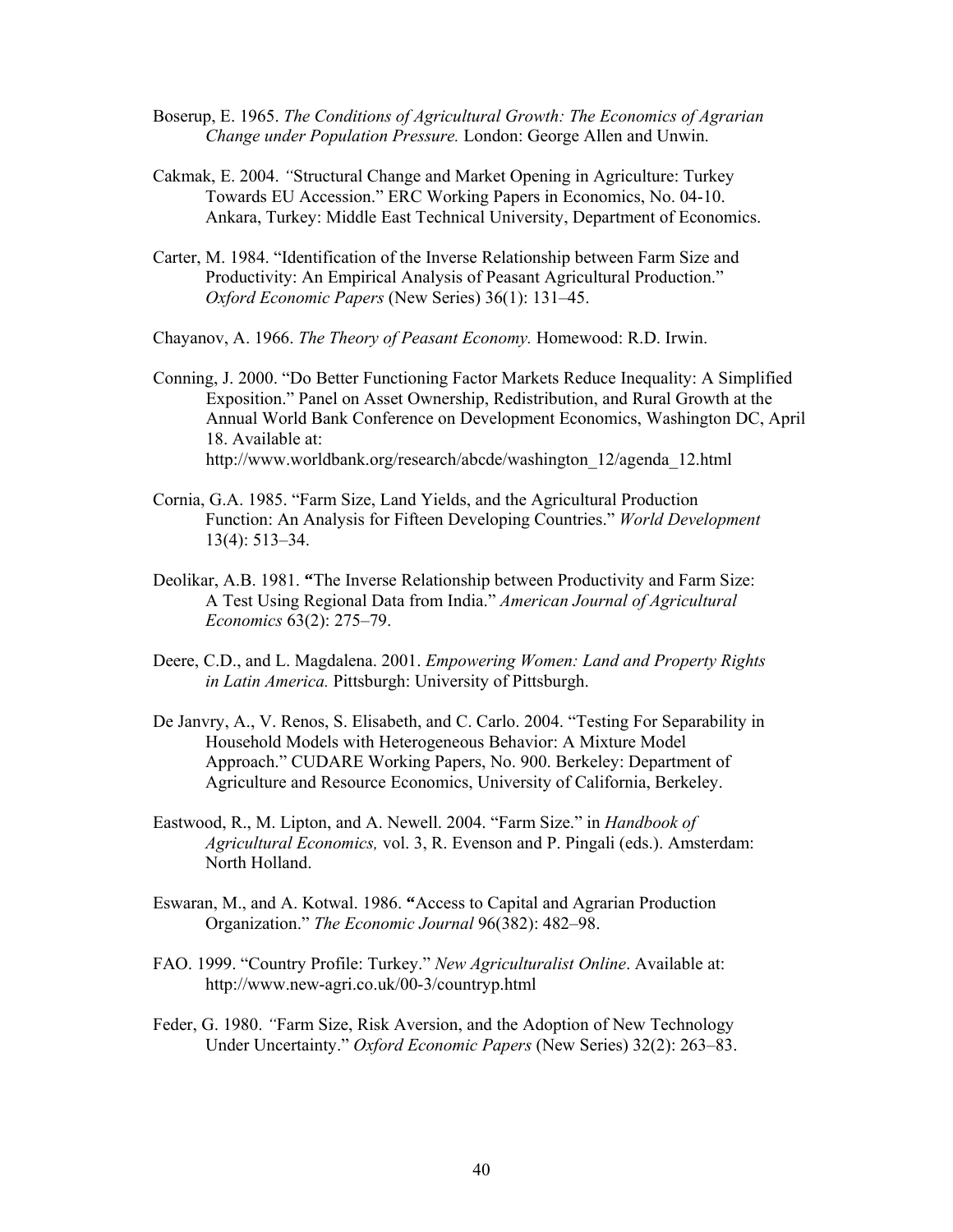Boserup, E. 1965. *The Conditions of Agricultural Growth: The Economics of Agrarian Change under Population Pressure.* London: George Allen and Unwin.

Cakmak, E. 2004. *"*Structural Change and Market Opening in Agriculture: Turkey Towards EU Accession." ERC Working Papers in Economics, No. 04-10. Ankara, Turkey: Middle East Technical University, Department of Economics.

Carter, M. 1984. "Identification of the Inverse Relationship between Farm Size and Productivity: An Empirical Analysis of Peasant Agricultural Production." *Oxford Economic Papers* (New Series) 36(1): 131–45.

Chayanov, A. 1966. *The Theory of Peasant Economy.* Homewood: R.D. Irwin.

Conning, J. 2000. "Do Better Functioning Factor Markets Reduce Inequality: A Simplified Exposition." Panel on Asset Ownership, Redistribution, and Rural Growth at the Annual World Bank Conference on Development Economics, Washington DC, April 18. Available at: http://www.worldbank.org/research/abcde/washington_12/agenda_12.html

Cornia, G.A. 1985. "Farm Size, Land Yields, and the Agricultural Production Function: An Analysis for Fifteen Developing Countries." *World Development* 13(4): 513–34.

Deolikar, A.B. 1981. **"**The Inverse Relationship between Productivity and Farm Size: A Test Using Regional Data from India." *American Journal of Agricultural Economics* 63(2): 275–79.

Deere, C.D., and L. Magdalena. 2001. *Empowering Women: Land and Property Rights in Latin America.* Pittsburgh: University of Pittsburgh.

De Janvry, A., V. Renos, S. Elisabeth, and C. Carlo. 2004. "Testing For Separability in Household Models with Heterogeneous Behavior: A Mixture Model Approach." CUDARE Working Papers, No. 900. Berkeley: Department of Agriculture and Resource Economics, University of California, Berkeley.

Eastwood, R., M. Lipton, and A. Newell. 2004. "Farm Size." in *Handbook of Agricultural Economics,* vol. 3, R. Evenson and P. Pingali (eds.). Amsterdam: North Holland.

Eswaran, M., and A. Kotwal. 1986. **"**Access to Capital and Agrarian Production Organization." *The Economic Journal* 96(382): 482–98.

FAO. 1999. "Country Profile: Turkey." *New Agriculturalist Online*. Available at: http://www.new-agri.co.uk/00-3/countryp.html

Feder, G. 1980. *"*Farm Size, Risk Aversion, and the Adoption of New Technology Under Uncertainty." *Oxford Economic Papers* (New Series) 32(2): 263–83.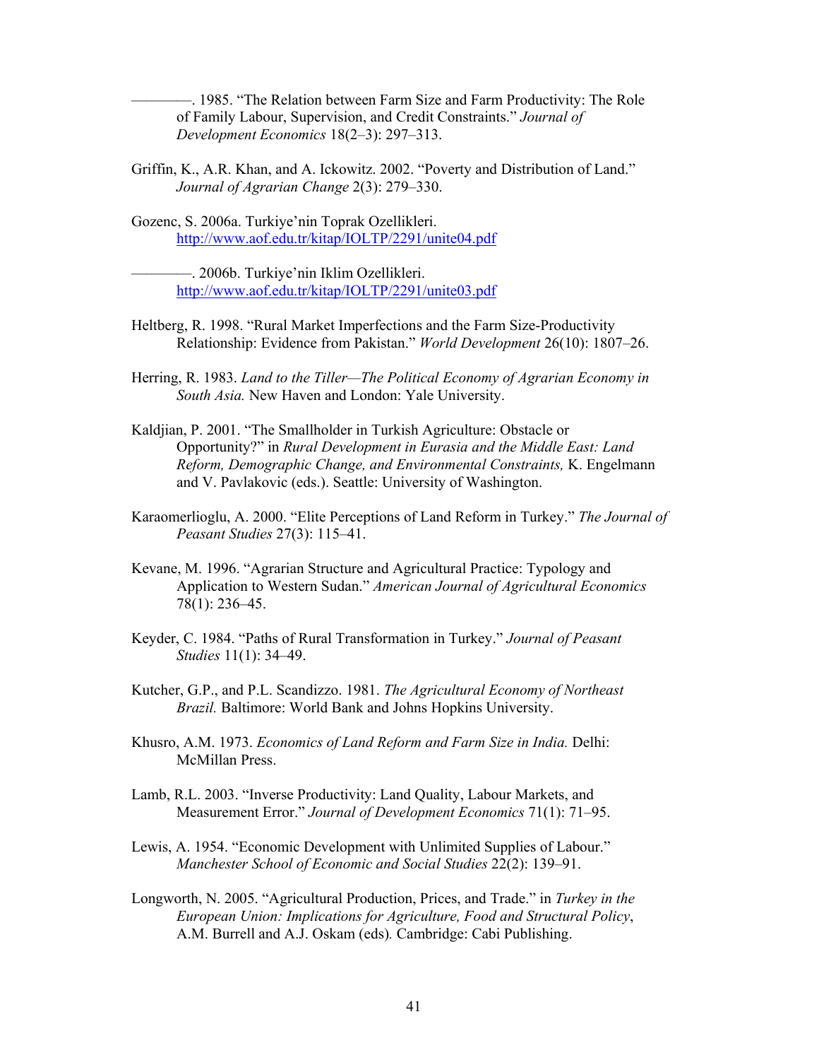————. 1985. "The Relation between Farm Size and Farm Productivity: The Role of Family Labour, Supervision, and Credit Constraints." *Journal of Development Economics* 18(2–3): 297–313.

Griffin, K., A.R. Khan, and A. Ickowitz. 2002. "Poverty and Distribution of Land." *Journal of Agrarian Change* 2(3): 279–330.

Gozenc, S. 2006a. Turkiye'nin Toprak Ozellikleri. http://www.aof.edu.tr/kitap/IOLTP/2291/unite04.pdf

————. 2006b. Turkiye'nin Iklim Ozellikleri. http://www.aof.edu.tr/kitap/IOLTP/2291/unite03.pdf

Heltberg, R. 1998. "Rural Market Imperfections and the Farm Size-Productivity Relationship: Evidence from Pakistan." *World Development* 26(10): 1807–26.

Herring, R. 1983. *Land to the Tiller—The Political Economy of Agrarian Economy in South Asia.* New Haven and London: Yale University.

Kaldjian, P. 2001. "The Smallholder in Turkish Agriculture: Obstacle or Opportunity?" in *Rural Development in Eurasia and the Middle East: Land Reform, Demographic Change, and Environmental Constraints,* K. Engelmann and V. Pavlakovic (eds.). Seattle: University of Washington.

Karaomerlioglu, A. 2000. "Elite Perceptions of Land Reform in Turkey." *The Journal of Peasant Studies* 27(3): 115–41.

Kevane, M. 1996. "Agrarian Structure and Agricultural Practice: Typology and Application to Western Sudan." *American Journal of Agricultural Economics* 78(1): 236–45.

Keyder, C. 1984. "Paths of Rural Transformation in Turkey." *Journal of Peasant Studies* 11(1): 34–49.

Kutcher, G.P., and P.L. Scandizzo. 1981. *The Agricultural Economy of Northeast Brazil.* Baltimore: World Bank and Johns Hopkins University.

Khusro, A.M. 1973. *Economics of Land Reform and Farm Size in India.* Delhi: McMillan Press.

Lamb, R.L. 2003. "Inverse Productivity: Land Quality, Labour Markets, and Measurement Error." *Journal of Development Economics* 71(1): 71–95.

Lewis, A. 1954. "Economic Development with Unlimited Supplies of Labour." *Manchester School of Economic and Social Studies* 22(2): 139–91.

Longworth, N. 2005. "Agricultural Production, Prices, and Trade." in *Turkey in the European Union: Implications for Agriculture, Food and Structural Policy*, A.M. Burrell and A.J. Oskam (eds). Cambridge: Cabi Publishing.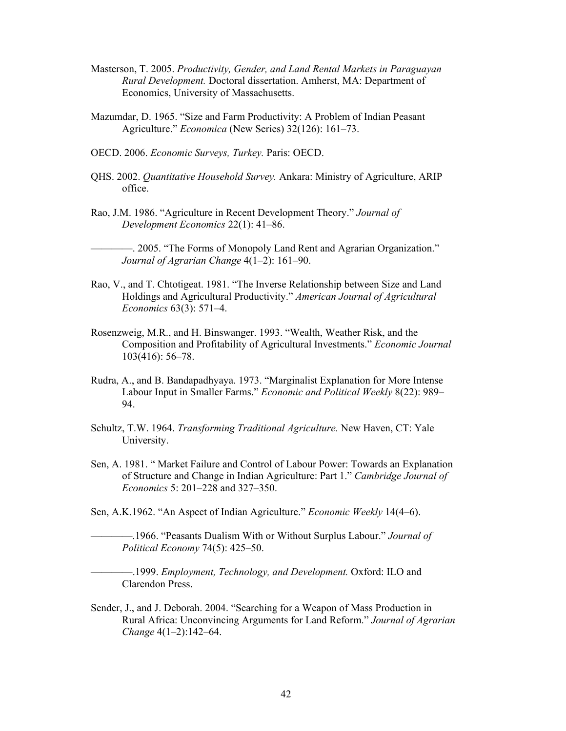Masterson, T. 2005. *Productivity, Gender, and Land Rental Markets in Paraguayan Rural Development.* Doctoral dissertation. Amherst, MA: Department of Economics, University of Massachusetts.

Mazumdar, D. 1965. "Size and Farm Productivity: A Problem of Indian Peasant Agriculture." *Economica* (New Series) 32(126): 161–73.

OECD. 2006. *Economic Surveys, Turkey.* Paris: OECD.

QHS. 2002. *Quantitative Household Survey.* Ankara: Ministry of Agriculture, ARIP office.

Rao, J.M. 1986. "Agriculture in Recent Development Theory." *Journal of Development Economics* 22(1): 41–86.

————. 2005. "The Forms of Monopoly Land Rent and Agrarian Organization." *Journal of Agrarian Change* 4(1–2): 161–90.

Rao, V., and T. Chtotigeat. 1981. "The Inverse Relationship between Size and Land Holdings and Agricultural Productivity." *American Journal of Agricultural Economics* 63(3): 571–4.

Rosenzweig, M.R., and H. Binswanger. 1993. "Wealth, Weather Risk, and the Composition and Profitability of Agricultural Investments." *Economic Journal* 103(416): 56–78.

Rudra, A., and B. Bandapadhyaya. 1973. "Marginalist Explanation for More Intense Labour Input in Smaller Farms." *Economic and Political Weekly* 8(22): 989–94.

Schultz, T.W. 1964. *Transforming Traditional Agriculture.* New Haven, CT: Yale University.

Sen, A. 1981. " Market Failure and Control of Labour Power: Towards an Explanation of Structure and Change in Indian Agriculture: Part 1." *Cambridge Journal of Economics* 5: 201–228 and 327–350.

Sen, A.K.1962. "An Aspect of Indian Agriculture." *Economic Weekly* 14(4–6).

————.1966. "Peasants Dualism With or Without Surplus Labour." *Journal of Political Economy* 74(5): 425–50.

————.1999. *Employment, Technology, and Development.* Oxford: ILO and Clarendon Press.

Sender, J., and J. Deborah. 2004. "Searching for a Weapon of Mass Production in Rural Africa: Unconvincing Arguments for Land Reform." *Journal of Agrarian Change* 4(1–2):142–64.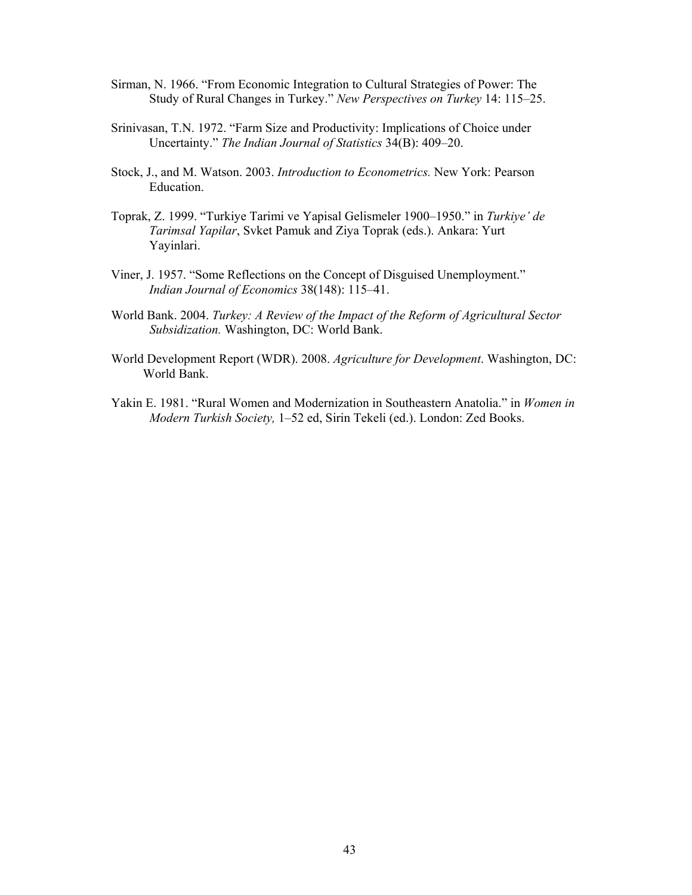Sirman, N. 1966. "From Economic Integration to Cultural Strategies of Power: The Study of Rural Changes in Turkey." *New Perspectives on Turkey* 14: 115–25.

Srinivasan, T.N. 1972. "Farm Size and Productivity: Implications of Choice under Uncertainty." *The Indian Journal of Statistics* 34(B): 409–20.

Stock, J., and M. Watson. 2003. *Introduction to Econometrics.* New York: Pearson Education.

Toprak, Z. 1999. "Turkiye Tarimi ve Yapisal Gelismeler 1900–1950." in *Turkiye' de Tarimsal Yapilar*, Svket Pamuk and Ziya Toprak (eds.). Ankara: Yurt Yayinlari.

Viner, J. 1957. "Some Reflections on the Concept of Disguised Unemployment." *Indian Journal of Economics* 38(148): 115–41.

World Bank. 2004. *Turkey: A Review of the Impact of the Reform of Agricultural Sector Subsidization.* Washington, DC: World Bank.

World Development Report (WDR). 2008. *Agriculture for Development*. Washington, DC: World Bank.

Yakin E. 1981. "Rural Women and Modernization in Southeastern Anatolia." in *Women in Modern Turkish Society,* 1–52 ed, Sirin Tekeli (ed.). London: Zed Books.